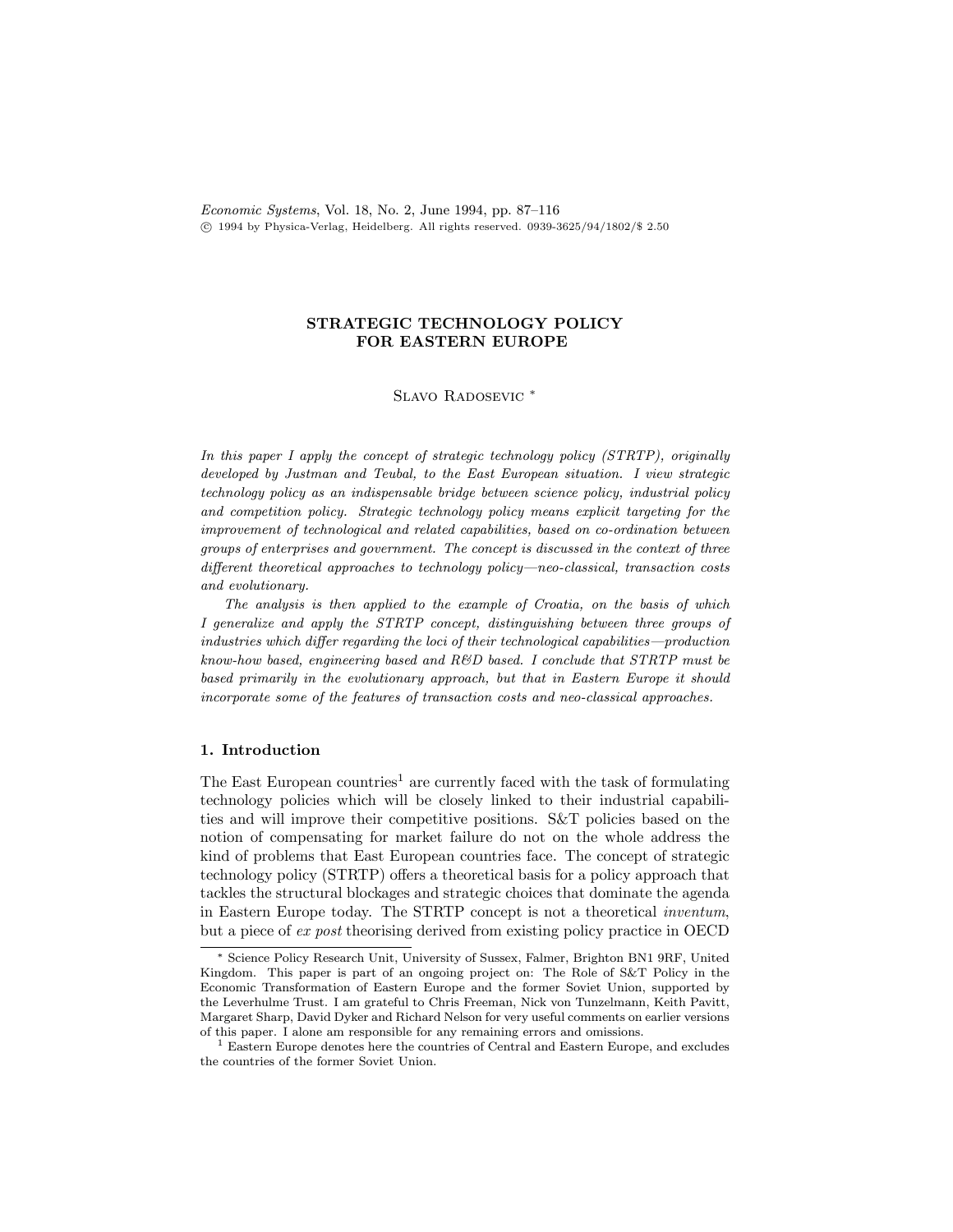# STRATEGIC TECHNOLOGY POLICY FOR EASTERN EUROPE

Slavo Radosevic [*]

*In this paper I apply the concept of strategic technology policy (STRTP), originally developed by Justman and Teubal, to the East European situation. I view strategic technology policy as an indispensable bridge between science policy, industrial policy and competition policy. Strategic technology policy means explicit targeting for the improvement of technological and related capabilities, based on co-ordination between groups of enterprises and government. The concept is discussed in the context of three different theoretical approaches to technology policy—neo-classical, transaction costs and evolutionary.*

*The analysis is then applied to the example of Croatia, on the basis of which I generalize and apply the STRTP concept, distinguishing between three groups of industries which differ regarding the loci of their technological capabilities—production know-how based, engineering based and R&D based. I conclude that STRTP must be based primarily in the evolutionary approach, but that in Eastern Europe it should incorporate some of the features of transaction costs and neo-classical approaches.*

## 1. Introduction

The East European countries[1] are currently faced with the task of formulating technology policies which will be closely linked to their industrial capabilities and will improve their competitive positions. S&T policies based on the notion of compensating for market failure do not on the whole address the kind of problems that East European countries face. The concept of strategic technology policy (STRTP) offers a theoretical basis for a policy approach that tackles the structural blockages and strategic choices that dominate the agenda in Eastern Europe today. The STRTP concept is not a theoretical *inventum*, but a piece of *ex post* theorising derived from existing policy practice in OECD

[*] Science Policy Research Unit, University of Sussex, Falmer, Brighton BN1 9RF, United Kingdom. This paper is part of an ongoing project on: The Role of S&T Policy in the Economic Transformation of Eastern Europe and the former Soviet Union, supported by the Leverhulme Trust. I am grateful to Chris Freeman, Nick von Tunzelmann, Keith Pavitt, Margaret Sharp, David Dyker and Richard Nelson for very useful comments on earlier versions of this paper. I alone am responsible for any remaining errors and omissions.

[1] Eastern Europe denotes here the countries of Central and Eastern Europe, and excludes the countries of the former Soviet Union.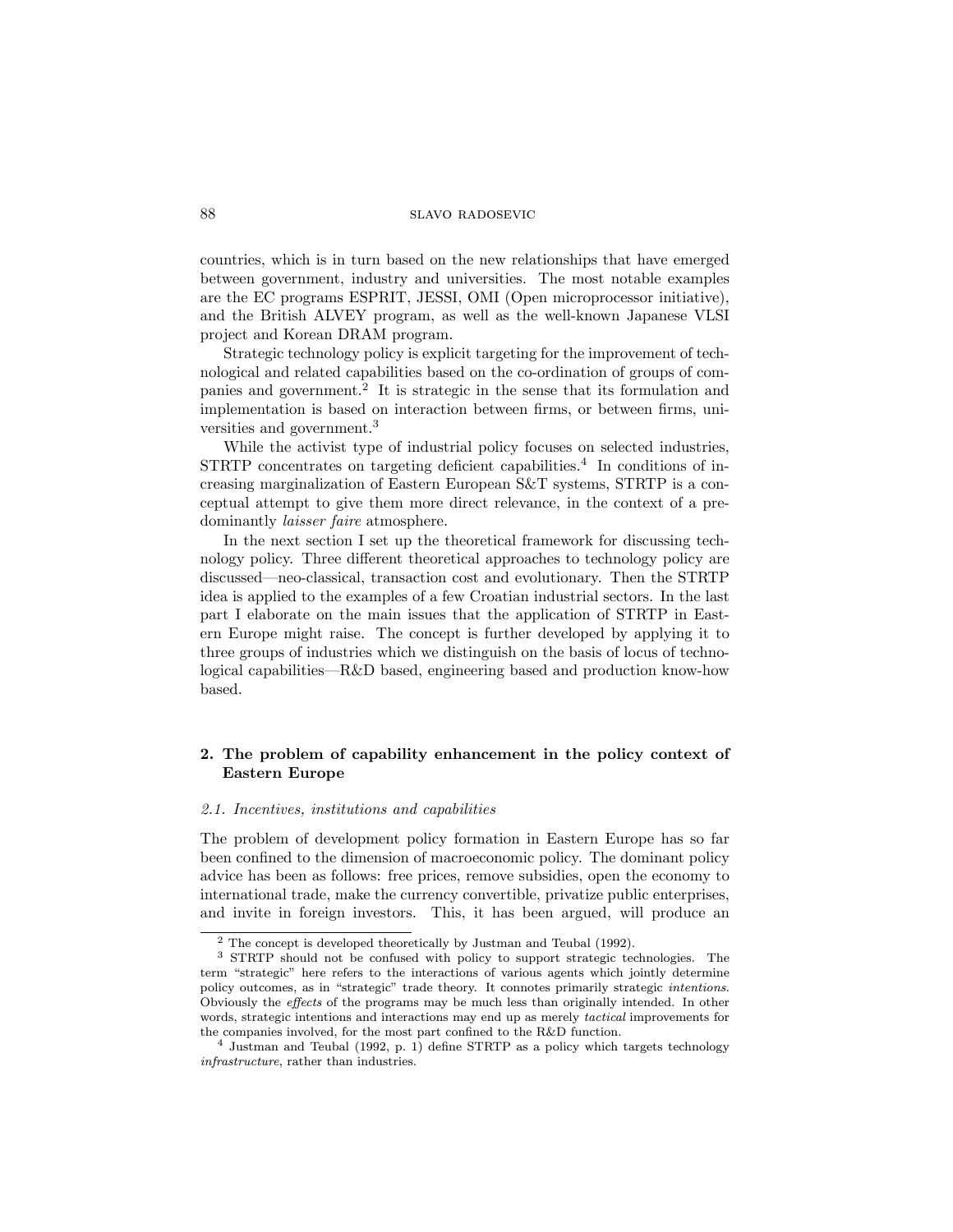countries, which is in turn based on the new relationships that have emerged between government, industry and universities. The most notable examples are the EC programs ESPRIT, JESSI, OMI (Open microprocessor initiative), and the British ALVEY program, as well as the well-known Japanese VLSI project and Korean DRAM program.

Strategic technology policy is explicit targeting for the improvement of technological and related capabilities based on the co-ordination of groups of companies and government.[2] It is strategic in the sense that its formulation and implementation is based on interaction between firms, or between firms, universities and government.[3]

While the activist type of industrial policy focuses on selected industries, STRTP concentrates on targeting deficient capabilities.[4] In conditions of increasing marginalization of Eastern European S&T systems, STRTP is a conceptual attempt to give them more direct relevance, in the context of a predominantly *laisser faire* atmosphere.

In the next section I set up the theoretical framework for discussing technology policy. Three different theoretical approaches to technology policy are discussed—neo-classical, transaction cost and evolutionary. Then the STRTP idea is applied to the examples of a few Croatian industrial sectors. In the last part I elaborate on the main issues that the application of STRTP in Eastern Europe might raise. The concept is further developed by applying it to three groups of industries which we distinguish on the basis of locus of technological capabilities—R&D based, engineering based and production know-how based.

## 2. The problem of capability enhancement in the policy context of Eastern Europe

### *2.1. Incentives, institutions and capabilities*

The problem of development policy formation in Eastern Europe has so far been confined to the dimension of macroeconomic policy. The dominant policy advice has been as follows: free prices, remove subsidies, open the economy to international trade, make the currency convertible, privatize public enterprises, and invite in foreign investors. This, it has been argued, will produce an

---

[2] The concept is developed theoretically by Justman and Teubal (1992).

[3] STRTP should not be confused with policy to support strategic technologies. The term "strategic" here refers to the interactions of various agents which jointly determine policy outcomes, as in "strategic" trade theory. It connotes primarily strategic *intentions*. Obviously the *effects* of the programs may be much less than originally intended. In other words, strategic intentions and interactions may end up as merely *tactical* improvements for the companies involved, for the most part confined to the R&D function.

[4] Justman and Teubal (1992, p. 1) define STRTP as a policy which targets technology *infrastructure*, rather than industries.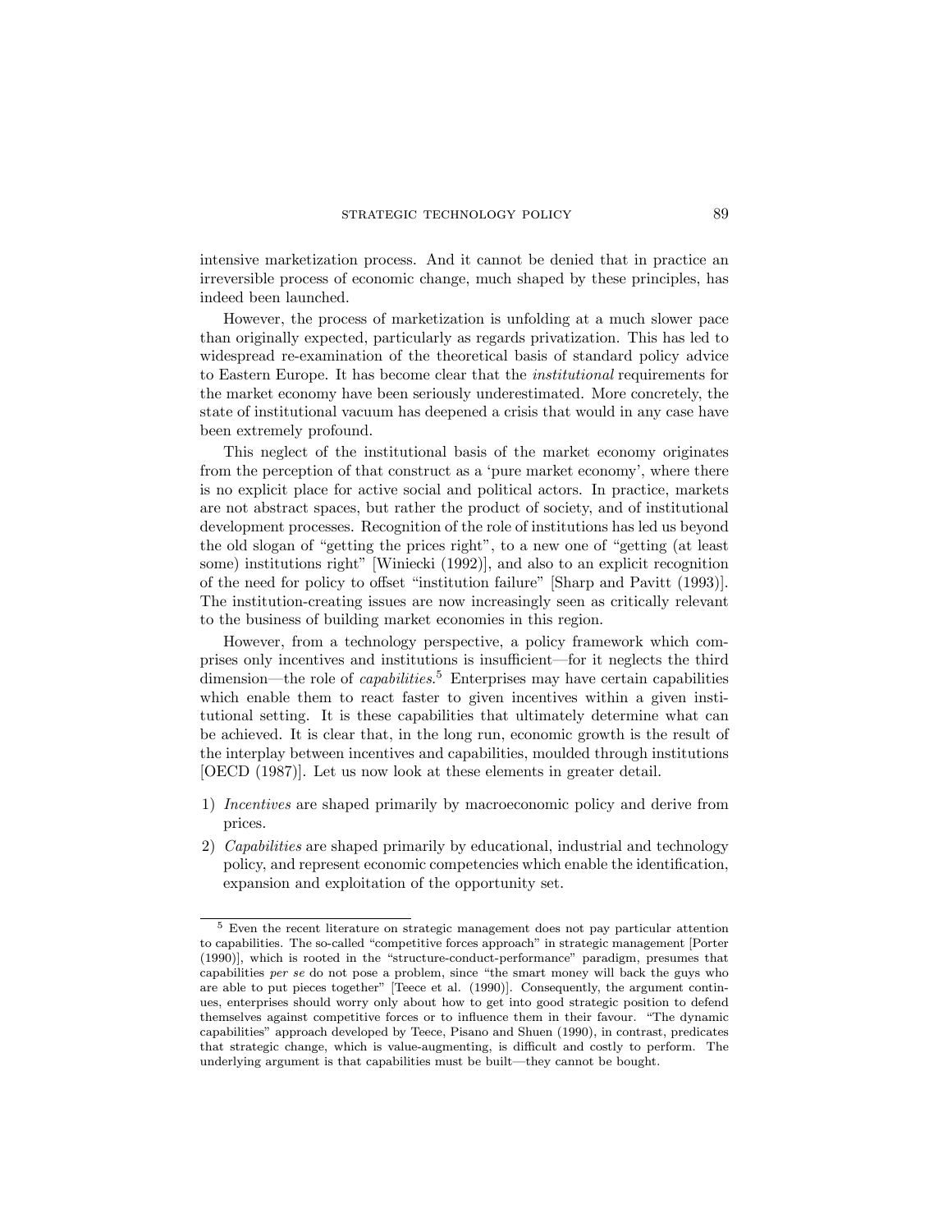intensive marketization process. And it cannot be denied that in practice an irreversible process of economic change, much shaped by these principles, has indeed been launched.

However, the process of marketization is unfolding at a much slower pace than originally expected, particularly as regards privatization. This has led to widespread re-examination of the theoretical basis of standard policy advice to Eastern Europe. It has become clear that the *institutional* requirements for the market economy have been seriously underestimated. More concretely, the state of institutional vacuum has deepened a crisis that would in any case have been extremely profound.

This neglect of the institutional basis of the market economy originates from the perception of that construct as a 'pure market economy', where there is no explicit place for active social and political actors. In practice, markets are not abstract spaces, but rather the product of society, and of institutional development processes. Recognition of the role of institutions has led us beyond the old slogan of "getting the prices right", to a new one of "getting (at least some) institutions right" [Winiecki (1992)], and also to an explicit recognition of the need for policy to offset "institution failure" [Sharp and Pavitt (1993)]. The institution-creating issues are now increasingly seen as critically relevant to the business of building market economies in this region.

However, from a technology perspective, a policy framework which comprises only incentives and institutions is insufficient—for it neglects the third dimension—the role of *capabilities*.[5] Enterprises may have certain capabilities which enable them to react faster to given incentives within a given institutional setting. It is these capabilities that ultimately determine what can be achieved. It is clear that, in the long run, economic growth is the result of the interplay between incentives and capabilities, moulded through institutions [OECD (1987)]. Let us now look at these elements in greater detail.

1) *Incentives* are shaped primarily by macroeconomic policy and derive from prices.
2) *Capabilities* are shaped primarily by educational, industrial and technology policy, and represent economic competencies which enable the identification, expansion and exploitation of the opportunity set.

---

[5] Even the recent literature on strategic management does not pay particular attention to capabilities. The so-called "competitive forces approach" in strategic management [Porter (1990)], which is rooted in the "structure-conduct-performance" paradigm, presumes that capabilities *per se* do not pose a problem, since "the smart money will back the guys who are able to put pieces together" [Teece et al. (1990)]. Consequently, the argument continues, enterprises should worry only about how to get into good strategic position to defend themselves against competitive forces or to influence them in their favour. "The dynamic capabilities" approach developed by Teece, Pisano and Shuen (1990), in contrast, predicates that strategic change, which is value-augmenting, is difficult and costly to perform. The underlying argument is that capabilities must be built—they cannot be bought.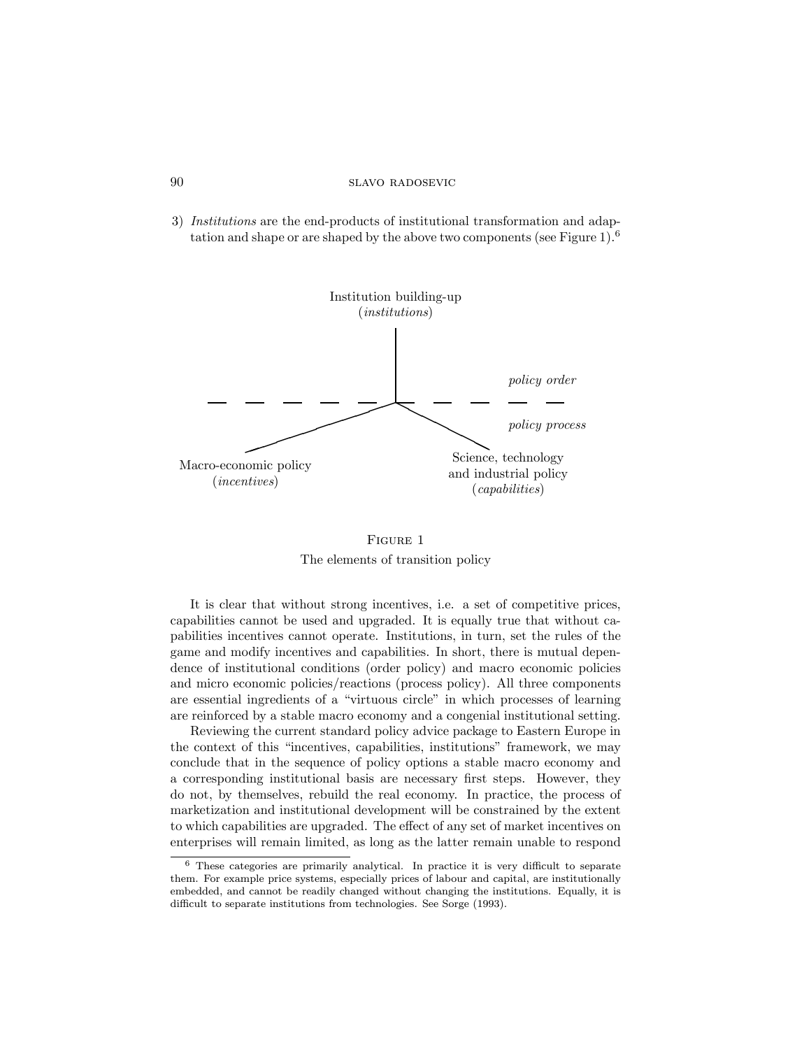3) *Institutions* are the end-products of institutional transformation and adaptation and shape or are shaped by the above two components (see Figure 1).[6]

Institution building-up
(*institutions*)

*policy order*

*policy process*

Macro-economic policy
(*incentives*)

Science, technology
and industrial policy
(*capabilities*)

FIGURE 1
The elements of transition policy

It is clear that without strong incentives, i.e. a set of competitive prices, capabilities cannot be used and upgraded. It is equally true that without capabilities incentives cannot operate. Institutions, in turn, set the rules of the game and modify incentives and capabilities. In short, there is mutual dependence of institutional conditions (order policy) and macro economic policies and micro economic policies/reactions (process policy). All three components are essential ingredients of a "virtuous circle" in which processes of learning are reinforced by a stable macro economy and a congenial institutional setting.

Reviewing the current standard policy advice package to Eastern Europe in the context of this "incentives, capabilities, institutions" framework, we may conclude that in the sequence of policy options a stable macro economy and a corresponding institutional basis are necessary first steps. However, they do not, by themselves, rebuild the real economy. In practice, the process of marketization and institutional development will be constrained by the extent to which capabilities are upgraded. The effect of any set of market incentives on enterprises will remain limited, as long as the latter remain unable to respond

[6] These categories are primarily analytical. In practice it is very difficult to separate them. For example price systems, especially prices of labour and capital, are institutionally embedded, and cannot be readily changed without changing the institutions. Equally, it is difficult to separate institutions from technologies. See Sorge (1993).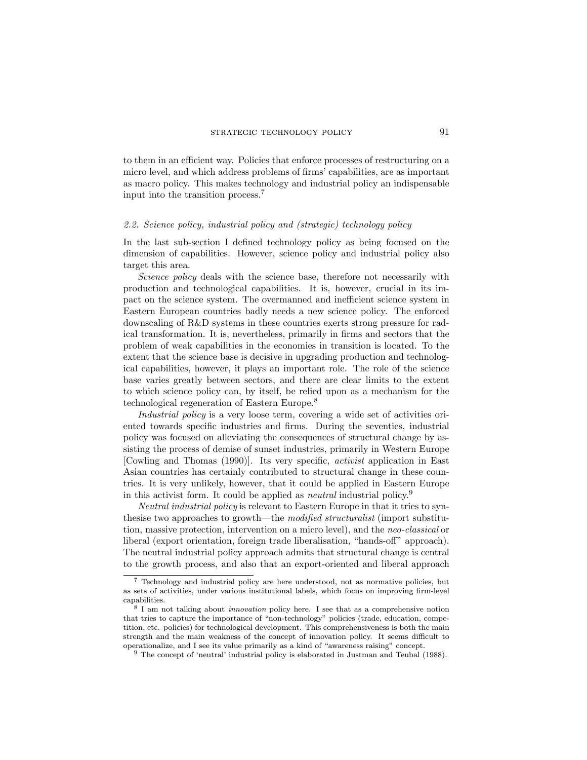to them in an efficient way. Policies that enforce processes of restructuring on a micro level, and which address problems of firms' capabilities, are as important as macro policy. This makes technology and industrial policy an indispensable input into the transition process.[7]

### 2.2. Science policy, industrial policy and (strategic) technology policy

In the last sub-section I defined technology policy as being focused on the dimension of capabilities. However, science policy and industrial policy also target this area.

*Science policy* deals with the science base, therefore not necessarily with production and technological capabilities. It is, however, crucial in its impact on the science system. The overmanned and inefficient science system in Eastern European countries badly needs a new science policy. The enforced downscaling of R&D systems in these countries exerts strong pressure for radical transformation. It is, nevertheless, primarily in firms and sectors that the problem of weak capabilities in the economies in transition is located. To the extent that the science base is decisive in upgrading production and technological capabilities, however, it plays an important role. The role of the science base varies greatly between sectors, and there are clear limits to the extent to which science policy can, by itself, be relied upon as a mechanism for the technological regeneration of Eastern Europe.[8]

*Industrial policy* is a very loose term, covering a wide set of activities oriented towards specific industries and firms. During the seventies, industrial policy was focused on alleviating the consequences of structural change by assisting the process of demise of sunset industries, primarily in Western Europe [Cowling and Thomas (1990)]. Its very specific, *activist* application in East Asian countries has certainly contributed to structural change in these countries. It is very unlikely, however, that it could be applied in Eastern Europe in this activist form. It could be applied as *neutral* industrial policy.[9]

*Neutral industrial policy* is relevant to Eastern Europe in that it tries to synthesise two approaches to growth—the *modified structuralist* (import substitution, massive protection, intervention on a micro level), and the *neo-classical* or liberal (export orientation, foreign trade liberalisation, "hands-off" approach). The neutral industrial policy approach admits that structural change is central to the growth process, and also that an export-oriented and liberal approach

---

[7] Technology and industrial policy are here understood, not as normative policies, but as sets of activities, under various institutional labels, which focus on improving firm-level capabilities.

[8] I am not talking about *innovation* policy here. I see that as a comprehensive notion that tries to capture the importance of "non-technology" policies (trade, education, competition, etc. policies) for technological development. This comprehensiveness is both the main strength and the main weakness of the concept of innovation policy. It seems difficult to operationalize, and I see its value primarily as a kind of "awareness raising" concept.

[9] The concept of 'neutral' industrial policy is elaborated in Justman and Teubal (1988).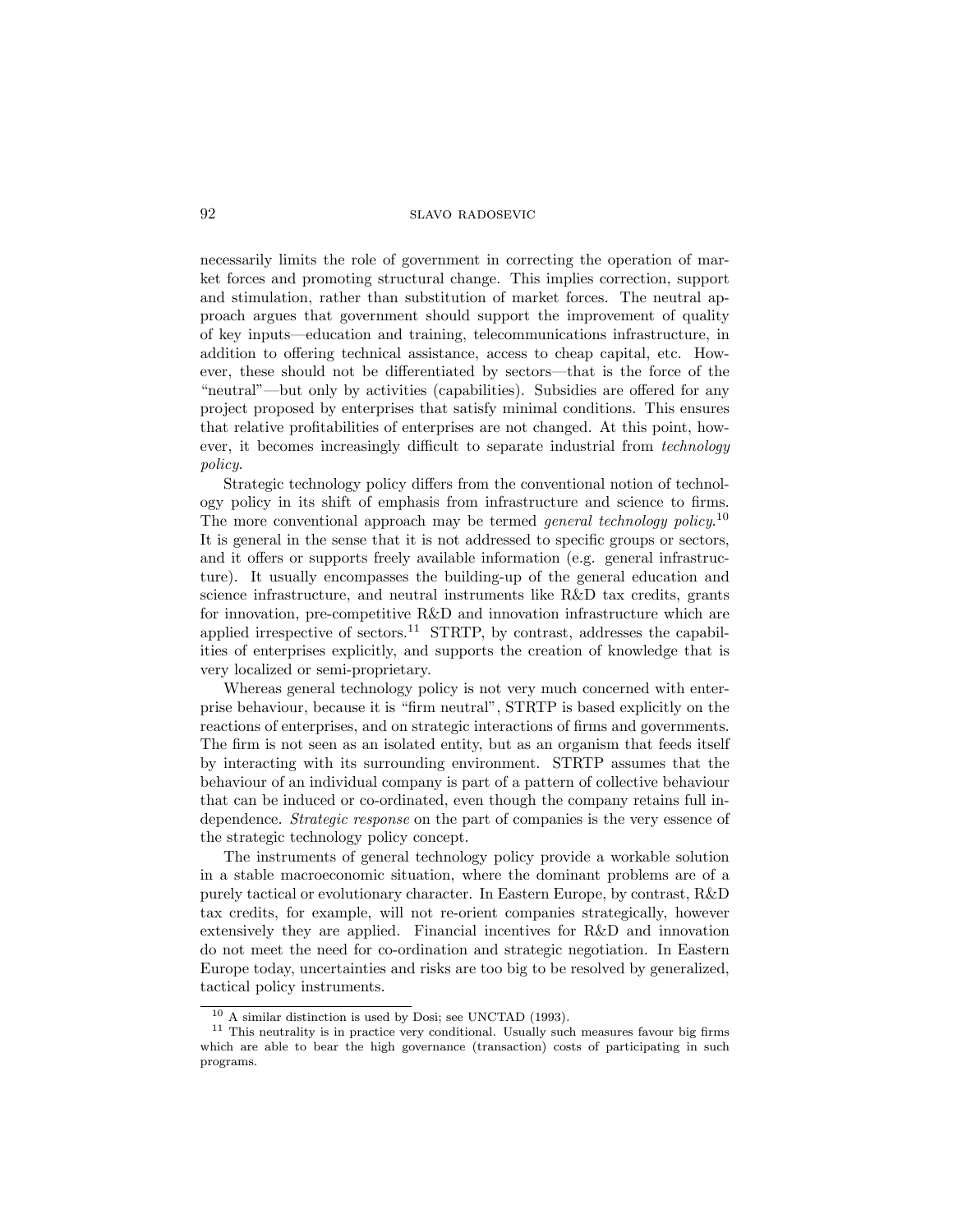necessarily limits the role of government in correcting the operation of market forces and promoting structural change. This implies correction, support and stimulation, rather than substitution of market forces. The neutral approach argues that government should support the improvement of quality of key inputs—education and training, telecommunications infrastructure, in addition to offering technical assistance, access to cheap capital, etc. However, these should not be differentiated by sectors—that is the force of the "neutral"—but only by activities (capabilities). Subsidies are offered for any project proposed by enterprises that satisfy minimal conditions. This ensures that relative profitabilities of enterprises are not changed. At this point, however, it becomes increasingly difficult to separate industrial from *technology policy*.

Strategic technology policy differs from the conventional notion of technology policy in its shift of emphasis from infrastructure and science to firms. The more conventional approach may be termed *general technology policy*.[10] It is general in the sense that it is not addressed to specific groups or sectors, and it offers or supports freely available information (e.g. general infrastructure). It usually encompasses the building-up of the general education and science infrastructure, and neutral instruments like R&D tax credits, grants for innovation, pre-competitive R&D and innovation infrastructure which are applied irrespective of sectors.[11] STRTP, by contrast, addresses the capabilities of enterprises explicitly, and supports the creation of knowledge that is very localized or semi-proprietary.

Whereas general technology policy is not very much concerned with enterprise behaviour, because it is "firm neutral", STRTP is based explicitly on the reactions of enterprises, and on strategic interactions of firms and governments. The firm is not seen as an isolated entity, but as an organism that feeds itself by interacting with its surrounding environment. STRTP assumes that the behaviour of an individual company is part of a pattern of collective behaviour that can be induced or co-ordinated, even though the company retains full independence. *Strategic response* on the part of companies is the very essence of the strategic technology policy concept.

The instruments of general technology policy provide a workable solution in a stable macroeconomic situation, where the dominant problems are of a purely tactical or evolutionary character. In Eastern Europe, by contrast, R&D tax credits, for example, will not re-orient companies strategically, however extensively they are applied. Financial incentives for R&D and innovation do not meet the need for co-ordination and strategic negotiation. In Eastern Europe today, uncertainties and risks are too big to be resolved by generalized, tactical policy instruments.

---

[10] A similar distinction is used by Dosi; see UNCTAD (1993).

[11] This neutrality is in practice very conditional. Usually such measures favour big firms which are able to bear the high governance (transaction) costs of participating in such programs.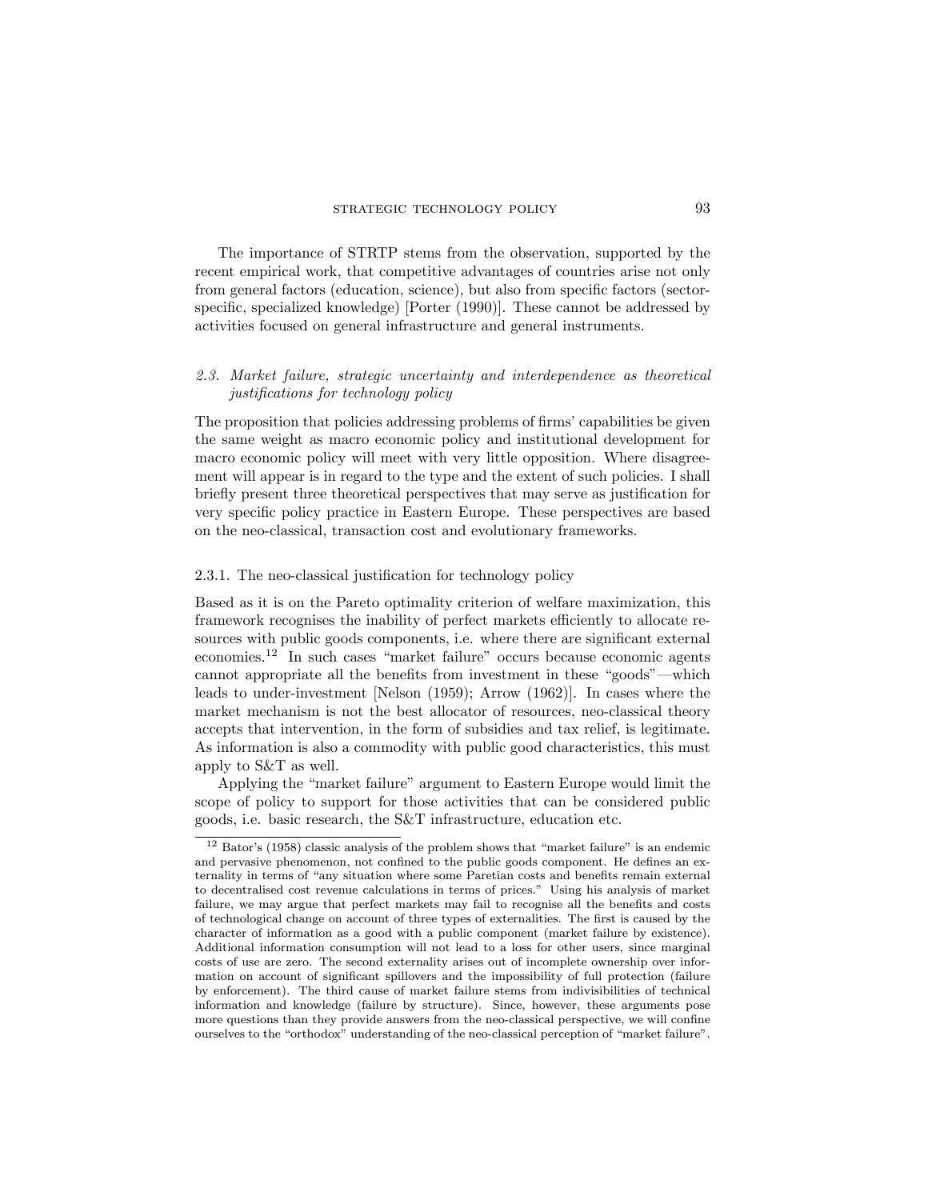The importance of STRTP stems from the observation, supported by the recent empirical work, that competitive advantages of countries arise not only from general factors (education, science), but also from specific factors (sector-specific, specialized knowledge) [Porter (1990)]. These cannot be addressed by activities focused on general infrastructure and general instruments.

### 2.3. *Market failure, strategic uncertainty and interdependence as theoretical justifications for technology policy*

The proposition that policies addressing problems of firms' capabilities be given the same weight as macro economic policy and institutional development for macro economic policy will meet with very little opposition. Where disagreement will appear is in regard to the type and the extent of such policies. I shall briefly present three theoretical perspectives that may serve as justification for very specific policy practice in Eastern Europe. These perspectives are based on the neo-classical, transaction cost and evolutionary frameworks.

#### 2.3.1. The neo-classical justification for technology policy

Based as it is on the Pareto optimality criterion of welfare maximization, this framework recognises the inability of perfect markets efficiently to allocate resources with public goods components, i.e. where there are significant external economies.[12] In such cases "market failure" occurs because economic agents cannot appropriate all the benefits from investment in these "goods"—which leads to under-investment [Nelson (1959); Arrow (1962)]. In cases where the market mechanism is not the best allocator of resources, neo-classical theory accepts that intervention, in the form of subsidies and tax relief, is legitimate. As information is also a commodity with public good characteristics, this must apply to S&T as well.

Applying the "market failure" argument to Eastern Europe would limit the scope of policy to support for those activities that can be considered public goods, i.e. basic research, the S&T infrastructure, education etc.

---

[12] Bator's (1958) classic analysis of the problem shows that "market failure" is an endemic and pervasive phenomenon, not confined to the public goods component. He defines an externality in terms of "any situation where some Paretian costs and benefits remain external to decentralised cost revenue calculations in terms of prices." Using his analysis of market failure, we may argue that perfect markets may fail to recognise all the benefits and costs of technological change on account of three types of externalities. The first is caused by the character of information as a good with a public component (market failure by existence). Additional information consumption will not lead to a loss for other users, since marginal costs of use are zero. The second externality arises out of incomplete ownership over information on account of significant spillovers and the impossibility of full protection (failure by enforcement). The third cause of market failure stems from indivisibilities of technical information and knowledge (failure by structure). Since, however, these arguments pose more questions than they provide answers from the neo-classical perspective, we will confine ourselves to the "orthodox" understanding of the neo-classical perception of "market failure".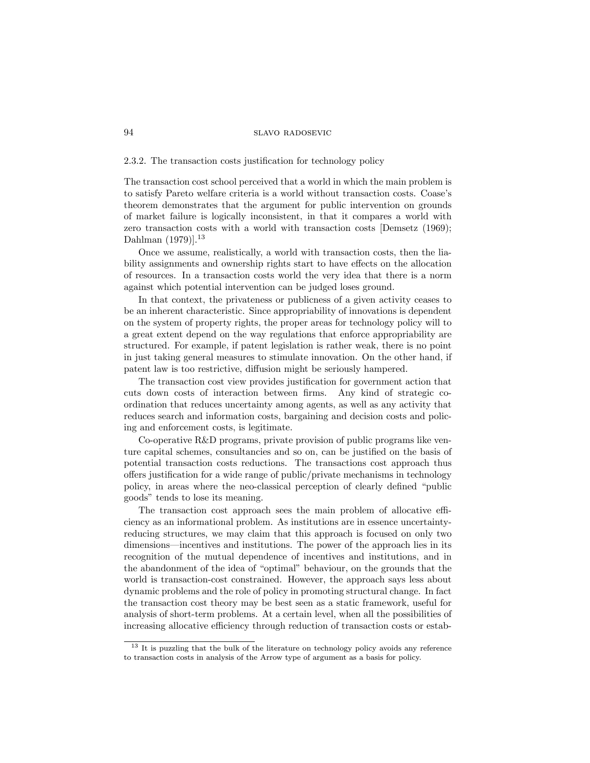### 2.3.2. The transaction costs justification for technology policy

The transaction cost school perceived that a world in which the main problem is to satisfy Pareto welfare criteria is a world without transaction costs. Coase's theorem demonstrates that the argument for public intervention on grounds of market failure is logically inconsistent, in that it compares a world with zero transaction costs with a world with transaction costs [Demsetz (1969); Dahlman (1979)].[13]

Once we assume, realistically, a world with transaction costs, then the liability assignments and ownership rights start to have effects on the allocation of resources. In a transaction costs world the very idea that there is a norm against which potential intervention can be judged loses ground.

In that context, the privateness or publicness of a given activity ceases to be an inherent characteristic. Since appropriability of innovations is dependent on the system of property rights, the proper areas for technology policy will to a great extent depend on the way regulations that enforce appropriability are structured. For example, if patent legislation is rather weak, there is no point in just taking general measures to stimulate innovation. On the other hand, if patent law is too restrictive, diffusion might be seriously hampered.

The transaction cost view provides justification for government action that cuts down costs of interaction between firms. Any kind of strategic co-ordination that reduces uncertainty among agents, as well as any activity that reduces search and information costs, bargaining and decision costs and policing and enforcement costs, is legitimate.

Co-operative R&D programs, private provision of public programs like venture capital schemes, consultancies and so on, can be justified on the basis of potential transaction costs reductions. The transactions cost approach thus offers justification for a wide range of public/private mechanisms in technology policy, in areas where the neo-classical perception of clearly defined "public goods" tends to lose its meaning.

The transaction cost approach sees the main problem of allocative efficiency as an informational problem. As institutions are in essence uncertainty-reducing structures, we may claim that this approach is focused on only two dimensions—incentives and institutions. The power of the approach lies in its recognition of the mutual dependence of incentives and institutions, and in the abandonment of the idea of "optimal" behaviour, on the grounds that the world is transaction-cost constrained. However, the approach says less about dynamic problems and the role of policy in promoting structural change. In fact the transaction cost theory may be best seen as a static framework, useful for analysis of short-term problems. At a certain level, when all the possibilities of increasing allocative efficiency through reduction of transaction costs or estab-

[13] It is puzzling that the bulk of the literature on technology policy avoids any reference to transaction costs in analysis of the Arrow type of argument as a basis for policy.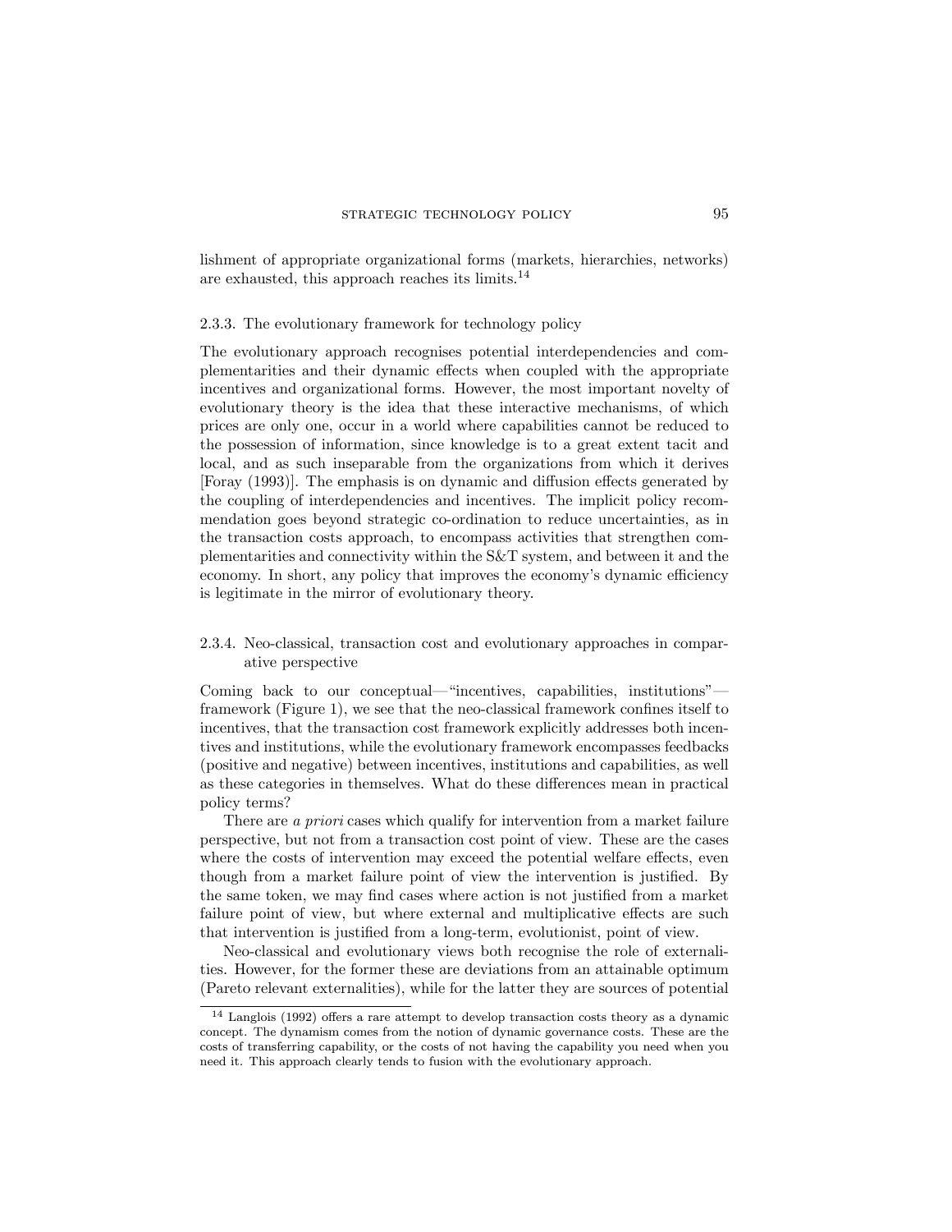lishment of appropriate organizational forms (markets, hierarchies, networks) are exhausted, this approach reaches its limits.[14]

### 2.3.3. The evolutionary framework for technology policy

The evolutionary approach recognises potential interdependencies and complementarities and their dynamic effects when coupled with the appropriate incentives and organizational forms. However, the most important novelty of evolutionary theory is the idea that these interactive mechanisms, of which prices are only one, occur in a world where capabilities cannot be reduced to the possession of information, since knowledge is to a great extent tacit and local, and as such inseparable from the organizations from which it derives [Foray (1993)]. The emphasis is on dynamic and diffusion effects generated by the coupling of interdependencies and incentives. The implicit policy recommendation goes beyond strategic co-ordination to reduce uncertainties, as in the transaction costs approach, to encompass activities that strengthen complementarities and connectivity within the S&T system, and between it and the economy. In short, any policy that improves the economy's dynamic efficiency is legitimate in the mirror of evolutionary theory.

### 2.3.4. Neo-classical, transaction cost and evolutionary approaches in comparative perspective

Coming back to our conceptual—"incentives, capabilities, institutions"—framework (Figure 1), we see that the neo-classical framework confines itself to incentives, that the transaction cost framework explicitly addresses both incentives and institutions, while the evolutionary framework encompasses feedbacks (positive and negative) between incentives, institutions and capabilities, as well as these categories in themselves. What do these differences mean in practical policy terms?

There are *a priori* cases which qualify for intervention from a market failure perspective, but not from a transaction cost point of view. These are the cases where the costs of intervention may exceed the potential welfare effects, even though from a market failure point of view the intervention is justified. By the same token, we may find cases where action is not justified from a market failure point of view, but where external and multiplicative effects are such that intervention is justified from a long-term, evolutionist, point of view.

Neo-classical and evolutionary views both recognise the role of externalities. However, for the former these are deviations from an attainable optimum (Pareto relevant externalities), while for the latter they are sources of potential

---

[14] Langlois (1992) offers a rare attempt to develop transaction costs theory as a dynamic concept. The dynamism comes from the notion of dynamic governance costs. These are the costs of transferring capability, or the costs of not having the capability you need when you need it. This approach clearly tends to fusion with the evolutionary approach.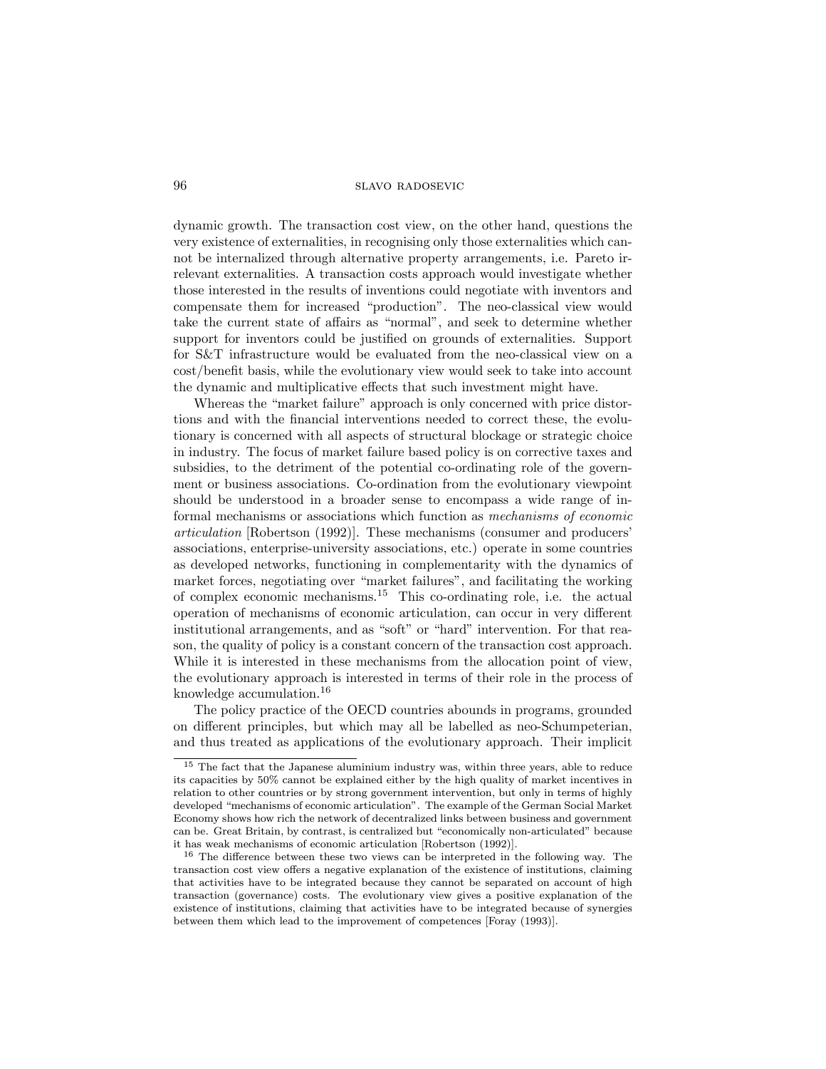dynamic growth. The transaction cost view, on the other hand, questions the very existence of externalities, in recognising only those externalities which cannot be internalized through alternative property arrangements, i.e. Pareto irrelevant externalities. A transaction costs approach would investigate whether those interested in the results of inventions could negotiate with inventors and compensate them for increased "production". The neo-classical view would take the current state of affairs as "normal", and seek to determine whether support for inventors could be justified on grounds of externalities. Support for S&T infrastructure would be evaluated from the neo-classical view on a cost/benefit basis, while the evolutionary view would seek to take into account the dynamic and multiplicative effects that such investment might have.

Whereas the "market failure" approach is only concerned with price distortions and with the financial interventions needed to correct these, the evolutionary is concerned with all aspects of structural blockage or strategic choice in industry. The focus of market failure based policy is on corrective taxes and subsidies, to the detriment of the potential co-ordinating role of the government or business associations. Co-ordination from the evolutionary viewpoint should be understood in a broader sense to encompass a wide range of informal mechanisms or associations which function as *mechanisms of economic articulation* [Robertson (1992)]. These mechanisms (consumer and producers' associations, enterprise-university associations, etc.) operate in some countries as developed networks, functioning in complementarity with the dynamics of market forces, negotiating over "market failures", and facilitating the working of complex economic mechanisms.[15] This co-ordinating role, i.e. the actual operation of mechanisms of economic articulation, can occur in very different institutional arrangements, and as "soft" or "hard" intervention. For that reason, the quality of policy is a constant concern of the transaction cost approach. While it is interested in these mechanisms from the allocation point of view, the evolutionary approach is interested in terms of their role in the process of knowledge accumulation.[16]

The policy practice of the OECD countries abounds in programs, grounded on different principles, but which may all be labelled as neo-Schumpeterian, and thus treated as applications of the evolutionary approach. Their implicit

---

[15] The fact that the Japanese aluminium industry was, within three years, able to reduce its capacities by 50% cannot be explained either by the high quality of market incentives in relation to other countries or by strong government intervention, but only in terms of highly developed "mechanisms of economic articulation". The example of the German Social Market Economy shows how rich the network of decentralized links between business and government can be. Great Britain, by contrast, is centralized but "economically non-articulated" because it has weak mechanisms of economic articulation [Robertson (1992)].

[16] The difference between these two views can be interpreted in the following way. The transaction cost view offers a negative explanation of the existence of institutions, claiming that activities have to be integrated because they cannot be separated on account of high transaction (governance) costs. The evolutionary view gives a positive explanation of the existence of institutions, claiming that activities have to be integrated because of synergies between them which lead to the improvement of competences [Foray (1993)].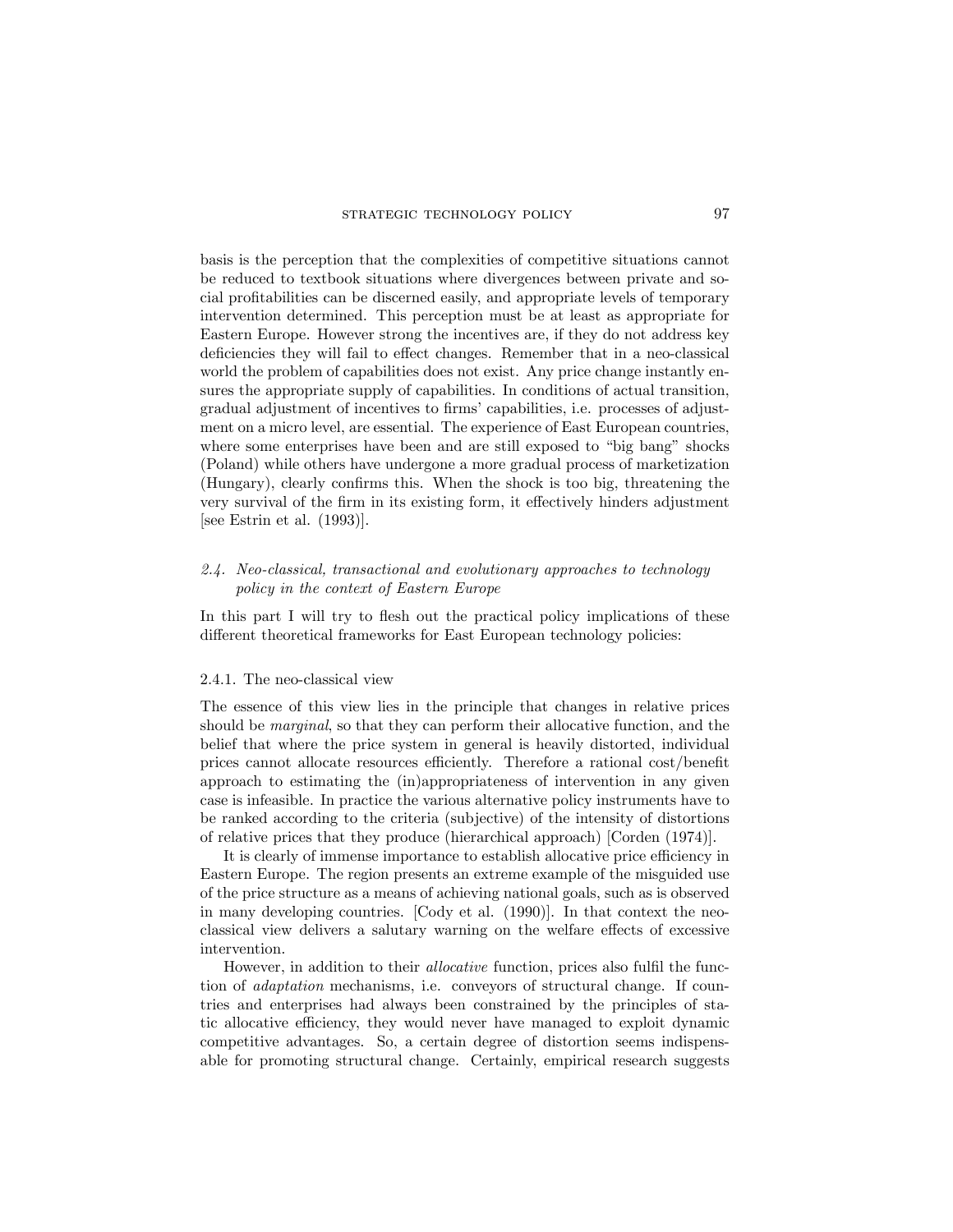basis is the perception that the complexities of competitive situations cannot be reduced to textbook situations where divergences between private and social profitabilities can be discerned easily, and appropriate levels of temporary intervention determined. This perception must be at least as appropriate for Eastern Europe. However strong the incentives are, if they do not address key deficiencies they will fail to effect changes. Remember that in a neo-classical world the problem of capabilities does not exist. Any price change instantly ensures the appropriate supply of capabilities. In conditions of actual transition, gradual adjustment of incentives to firms' capabilities, i.e. processes of adjustment on a micro level, are essential. The experience of East European countries, where some enterprises have been and are still exposed to "big bang" shocks (Poland) while others have undergone a more gradual process of marketization (Hungary), clearly confirms this. When the shock is too big, threatening the very survival of the firm in its existing form, it effectively hinders adjustment [see Estrin et al. (1993)].

### *2.4. Neo-classical, transactional and evolutionary approaches to technology policy in the context of Eastern Europe*

In this part I will try to flesh out the practical policy implications of these different theoretical frameworks for East European technology policies:

#### 2.4.1. The neo-classical view

The essence of this view lies in the principle that changes in relative prices should be *marginal*, so that they can perform their allocative function, and the belief that where the price system in general is heavily distorted, individual prices cannot allocate resources efficiently. Therefore a rational cost/benefit approach to estimating the (in)appropriateness of intervention in any given case is infeasible. In practice the various alternative policy instruments have to be ranked according to the criteria (subjective) of the intensity of distortions of relative prices that they produce (hierarchical approach) [Corden (1974)].

It is clearly of immense importance to establish allocative price efficiency in Eastern Europe. The region presents an extreme example of the misguided use of the price structure as a means of achieving national goals, such as is observed in many developing countries. [Cody et al. (1990)]. In that context the neo-classical view delivers a salutary warning on the welfare effects of excessive intervention.

However, in addition to their *allocative* function, prices also fulfil the function of *adaptation* mechanisms, i.e. conveyors of structural change. If countries and enterprises had always been constrained by the principles of static allocative efficiency, they would never have managed to exploit dynamic competitive advantages. So, a certain degree of distortion seems indispensable for promoting structural change. Certainly, empirical research suggests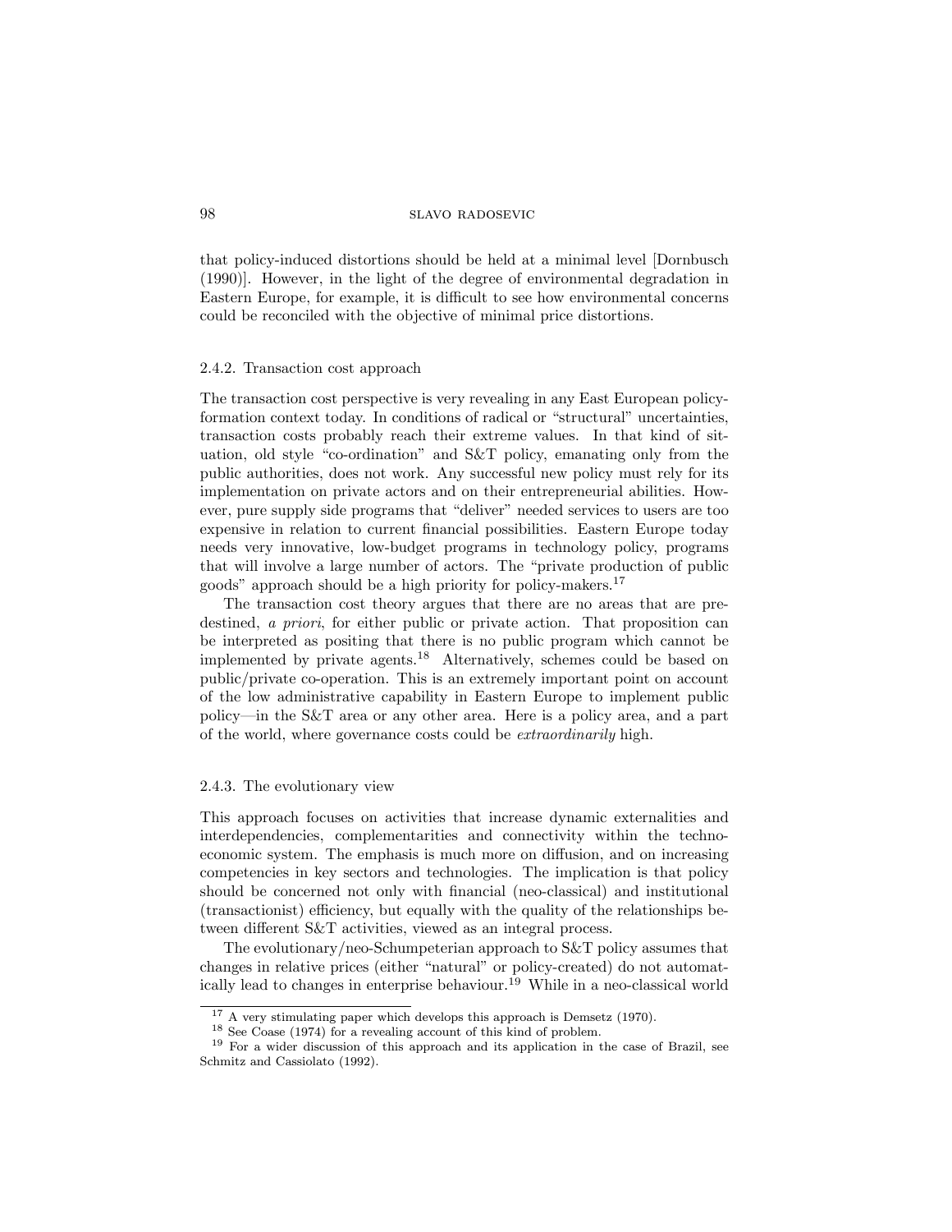that policy-induced distortions should be held at a minimal level [Dornbusch (1990)]. However, in the light of the degree of environmental degradation in Eastern Europe, for example, it is difficult to see how environmental concerns could be reconciled with the objective of minimal price distortions.

#### 2.4.2. Transaction cost approach

The transaction cost perspective is very revealing in any East European policy-formation context today. In conditions of radical or "structural" uncertainties, transaction costs probably reach their extreme values. In that kind of situation, old style "co-ordination" and S&T policy, emanating only from the public authorities, does not work. Any successful new policy must rely for its implementation on private actors and on their entrepreneurial abilities. However, pure supply side programs that "deliver" needed services to users are too expensive in relation to current financial possibilities. Eastern Europe today needs very innovative, low-budget programs in technology policy, programs that will involve a large number of actors. The "private production of public goods" approach should be a high priority for policy-makers.[17]

The transaction cost theory argues that there are no areas that are predestined, *a priori*, for either public or private action. That proposition can be interpreted as positing that there is no public program which cannot be implemented by private agents.[18] Alternatively, schemes could be based on public/private co-operation. This is an extremely important point on account of the low administrative capability in Eastern Europe to implement public policy—in the S&T area or any other area. Here is a policy area, and a part of the world, where governance costs could be *extraordinarily* high.

#### 2.4.3. The evolutionary view

This approach focuses on activities that increase dynamic externalities and interdependencies, complementarities and connectivity within the techno-economic system. The emphasis is much more on diffusion, and on increasing competencies in key sectors and technologies. The implication is that policy should be concerned not only with financial (neo-classical) and institutional (transactionist) efficiency, but equally with the quality of the relationships between different S&T activities, viewed as an integral process.

The evolutionary/neo-Schumpeterian approach to S&T policy assumes that changes in relative prices (either "natural" or policy-created) do not automatically lead to changes in enterprise behaviour.[19] While in a neo-classical world

---

[17] A very stimulating paper which develops this approach is Demsetz (1970).

[18] See Coase (1974) for a revealing account of this kind of problem.

[19] For a wider discussion of this approach and its application in the case of Brazil, see Schmitz and Cassiolato (1992).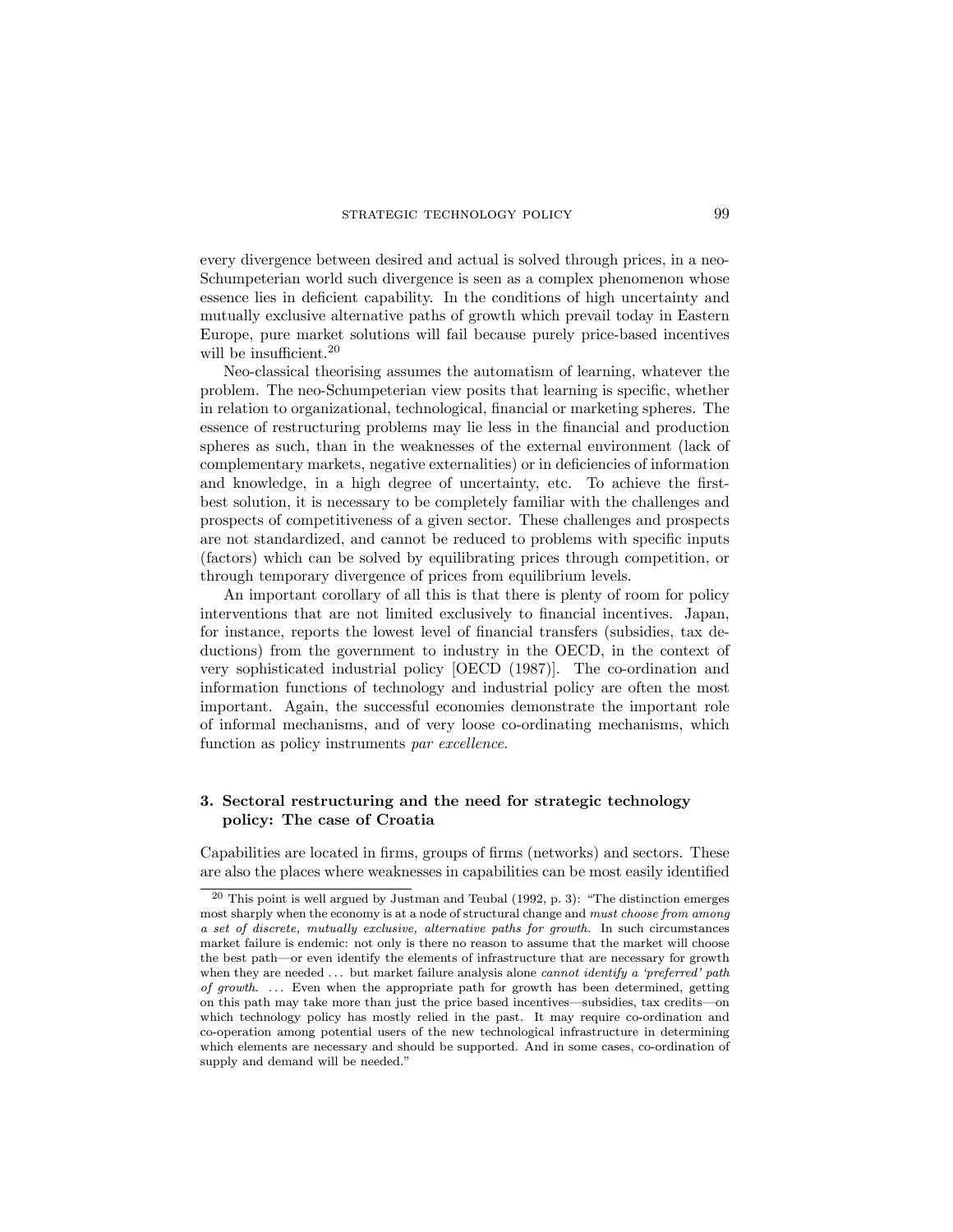every divergence between desired and actual is solved through prices, in a neo-Schumpeterian world such divergence is seen as a complex phenomenon whose essence lies in deficient capability. In the conditions of high uncertainty and mutually exclusive alternative paths of growth which prevail today in Eastern Europe, pure market solutions will fail because purely price-based incentives will be insufficient.[20]

Neo-classical theorising assumes the automatism of learning, whatever the problem. The neo-Schumpeterian view posits that learning is specific, whether in relation to organizational, technological, financial or marketing spheres. The essence of restructuring problems may lie less in the financial and production spheres as such, than in the weaknesses of the external environment (lack of complementary markets, negative externalities) or in deficiencies of information and knowledge, in a high degree of uncertainty, etc. To achieve the first-best solution, it is necessary to be completely familiar with the challenges and prospects of competitiveness of a given sector. These challenges and prospects are not standardized, and cannot be reduced to problems with specific inputs (factors) which can be solved by equilibrating prices through competition, or through temporary divergence of prices from equilibrium levels.

An important corollary of all this is that there is plenty of room for policy interventions that are not limited exclusively to financial incentives. Japan, for instance, reports the lowest level of financial transfers (subsidies, tax deductions) from the government to industry in the OECD, in the context of very sophisticated industrial policy [OECD (1987)]. The co-ordination and information functions of technology and industrial policy are often the most important. Again, the successful economies demonstrate the important role of informal mechanisms, and of very loose co-ordinating mechanisms, which function as policy instruments *par excellence*.

## 3. Sectoral restructuring and the need for strategic technology policy: The case of Croatia

Capabilities are located in firms, groups of firms (networks) and sectors. These are also the places where weaknesses in capabilities can be most easily identified

---

[20] This point is well argued by Justman and Teubal (1992, p. 3): "The distinction emerges most sharply when the economy is at a node of structural change and *must choose from among a set of discrete, mutually exclusive, alternative paths for growth*. In such circumstances market failure is endemic: not only is there no reason to assume that the market will choose the best path—or even identify the elements of infrastructure that are necessary for growth when they are needed ... but market failure analysis alone *cannot identify a 'preferred' path of growth*. ... Even when the appropriate path for growth has been determined, getting on this path may take more than just the price based incentives—subsidies, tax credits—on which technology policy has mostly relied in the past. It may require co-ordination and co-operation among potential users of the new technological infrastructure in determining which elements are necessary and should be supported. And in some cases, co-ordination of supply and demand will be needed."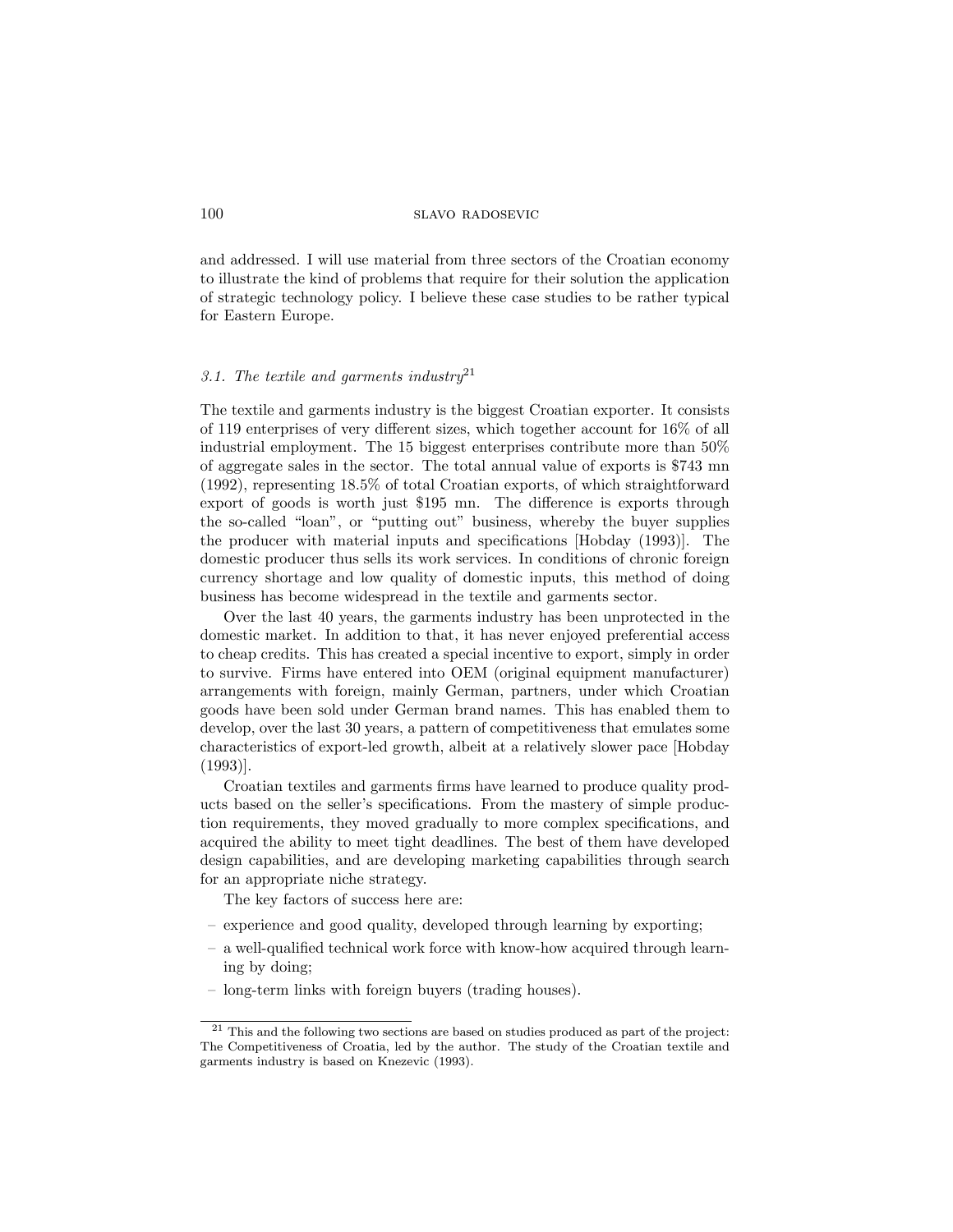and addressed. I will use material from three sectors of the Croatian economy to illustrate the kind of problems that require for their solution the application of strategic technology policy. I believe these case studies to be rather typical for Eastern Europe.

### *3.1. The textile and garments industry*[21]

The textile and garments industry is the biggest Croatian exporter. It consists of 119 enterprises of very different sizes, which together account for 16% of all industrial employment. The 15 biggest enterprises contribute more than 50% of aggregate sales in the sector. The total annual value of exports is $743 mn (1992), representing 18.5% of total Croatian exports, of which straightforward export of goods is worth just $195 mn. The difference is exports through the so-called "loan", or "putting out" business, whereby the buyer supplies the producer with material inputs and specifications [Hobday (1993)]. The domestic producer thus sells its work services. In conditions of chronic foreign currency shortage and low quality of domestic inputs, this method of doing business has become widespread in the textile and garments sector.

Over the last 40 years, the garments industry has been unprotected in the domestic market. In addition to that, it has never enjoyed preferential access to cheap credits. This has created a special incentive to export, simply in order to survive. Firms have entered into OEM (original equipment manufacturer) arrangements with foreign, mainly German, partners, under which Croatian goods have been sold under German brand names. This has enabled them to develop, over the last 30 years, a pattern of competitiveness that emulates some characteristics of export-led growth, albeit at a relatively slower pace [Hobday (1993)].

Croatian textiles and garments firms have learned to produce quality products based on the seller's specifications. From the mastery of simple production requirements, they moved gradually to more complex specifications, and acquired the ability to meet tight deadlines. The best of them have developed design capabilities, and are developing marketing capabilities through search for an appropriate niche strategy.

The key factors of success here are:

- experience and good quality, developed through learning by exporting;
- a well-qualified technical work force with know-how acquired through learning by doing;
- long-term links with foreign buyers (trading houses).

---

[21] This and the following two sections are based on studies produced as part of the project: The Competitiveness of Croatia, led by the author. The study of the Croatian textile and garments industry is based on Knezevic (1993).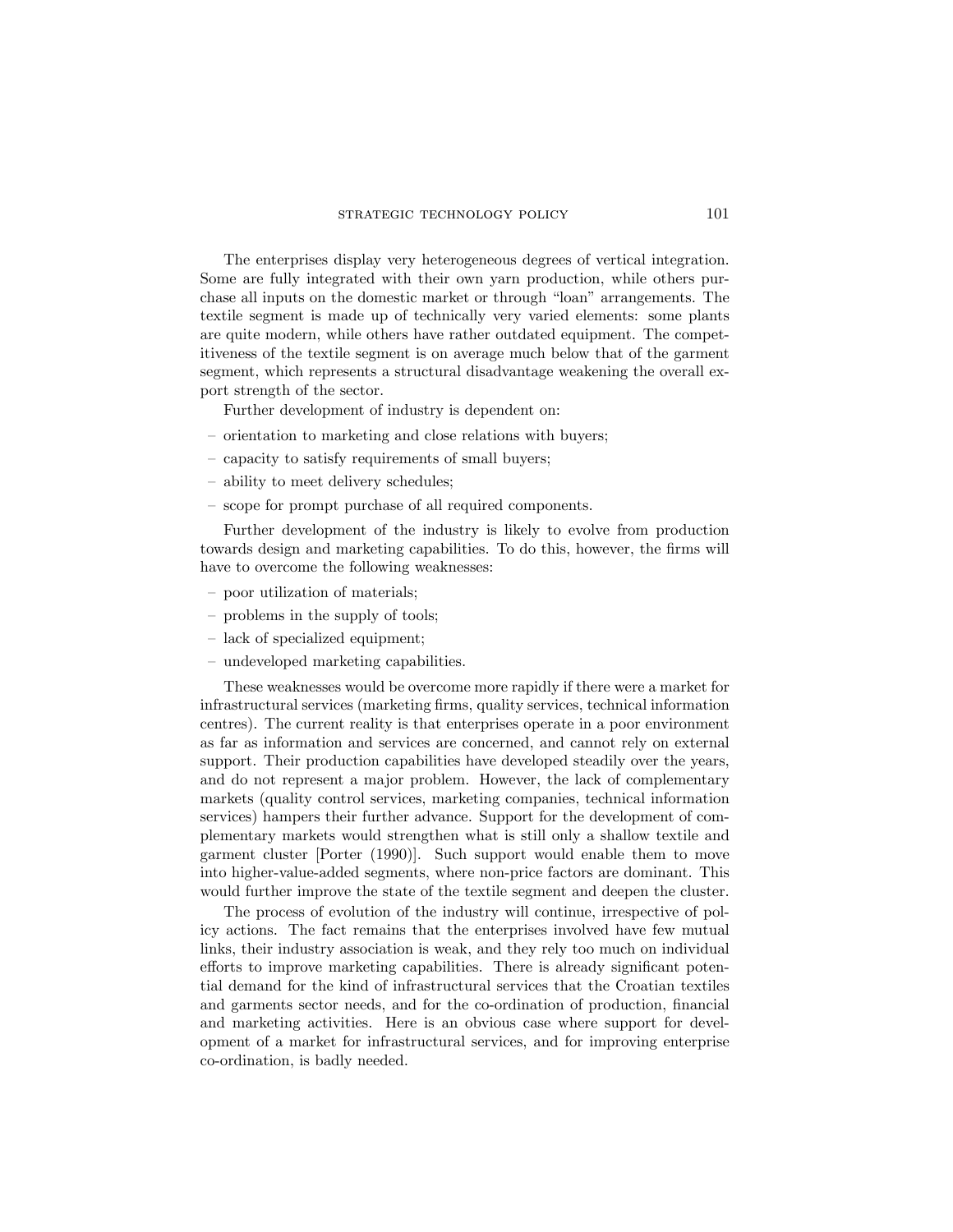The enterprises display very heterogeneous degrees of vertical integration. Some are fully integrated with their own yarn production, while others purchase all inputs on the domestic market or through "loan" arrangements. The textile segment is made up of technically very varied elements: some plants are quite modern, while others have rather outdated equipment. The competitiveness of the textile segment is on average much below that of the garment segment, which represents a structural disadvantage weakening the overall export strength of the sector.

Further development of industry is dependent on:

- orientation to marketing and close relations with buyers;
- capacity to satisfy requirements of small buyers;
- ability to meet delivery schedules;
- scope for prompt purchase of all required components.

Further development of the industry is likely to evolve from production towards design and marketing capabilities. To do this, however, the firms will have to overcome the following weaknesses:

- poor utilization of materials;
- problems in the supply of tools;
- lack of specialized equipment;
- undeveloped marketing capabilities.

These weaknesses would be overcome more rapidly if there were a market for infrastructural services (marketing firms, quality services, technical information centres). The current reality is that enterprises operate in a poor environment as far as information and services are concerned, and cannot rely on external support. Their production capabilities have developed steadily over the years, and do not represent a major problem. However, the lack of complementary markets (quality control services, marketing companies, technical information services) hampers their further advance. Support for the development of complementary markets would strengthen what is still only a shallow textile and garment cluster [Porter (1990)]. Such support would enable them to move into higher-value-added segments, where non-price factors are dominant. This would further improve the state of the textile segment and deepen the cluster.

The process of evolution of the industry will continue, irrespective of policy actions. The fact remains that the enterprises involved have few mutual links, their industry association is weak, and they rely too much on individual efforts to improve marketing capabilities. There is already significant potential demand for the kind of infrastructural services that the Croatian textiles and garments sector needs, and for the co-ordination of production, financial and marketing activities. Here is an obvious case where support for development of a market for infrastructural services, and for improving enterprise co-ordination, is badly needed.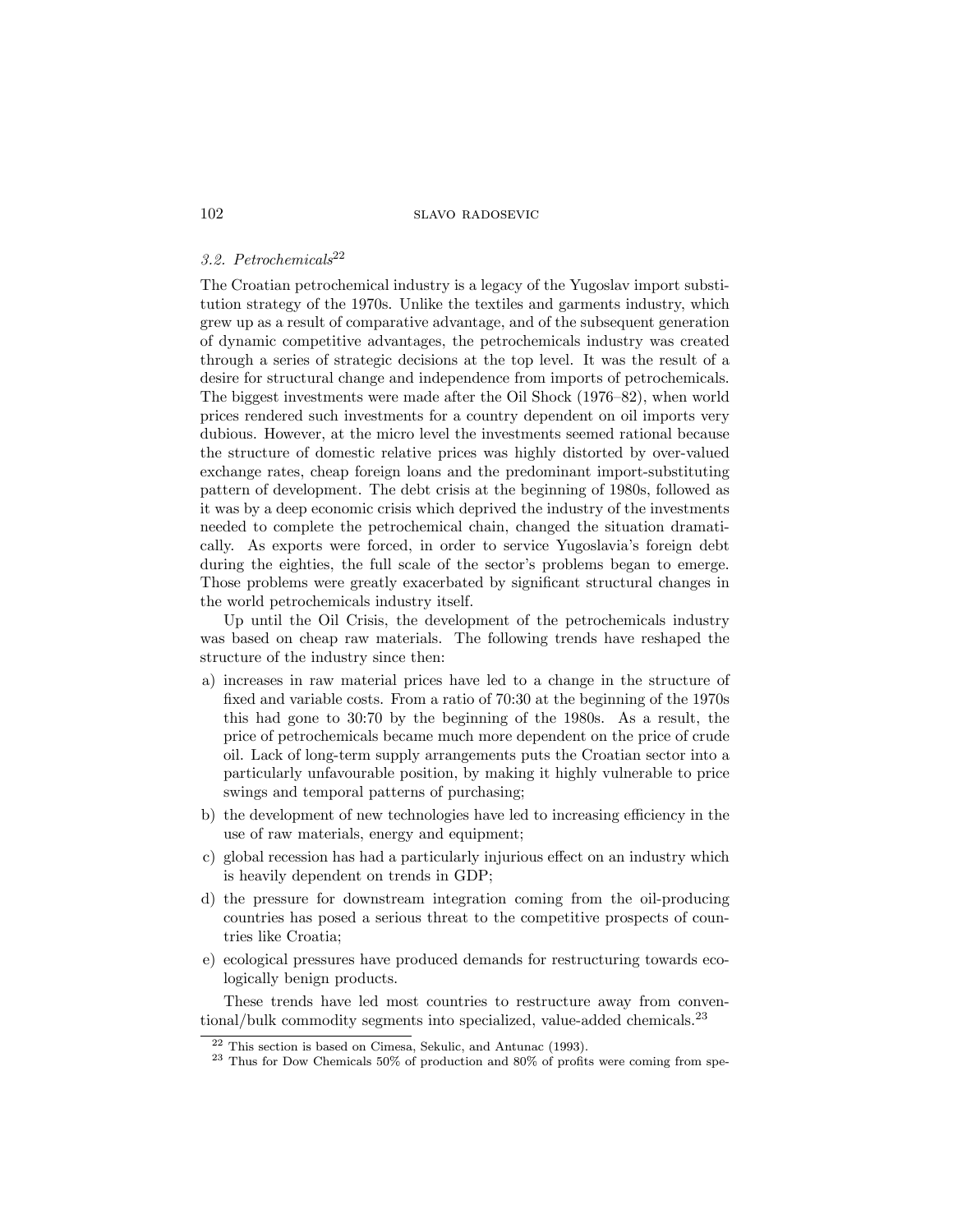### *3.2. Petrochemicals*[22]

The Croatian petrochemical industry is a legacy of the Yugoslav import substitution strategy of the 1970s. Unlike the textiles and garments industry, which grew up as a result of comparative advantage, and of the subsequent generation of dynamic competitive advantages, the petrochemicals industry was created through a series of strategic decisions at the top level. It was the result of a desire for structural change and independence from imports of petrochemicals. The biggest investments were made after the Oil Shock (1976–82), when world prices rendered such investments for a country dependent on oil imports very dubious. However, at the micro level the investments seemed rational because the structure of domestic relative prices was highly distorted by over-valued exchange rates, cheap foreign loans and the predominant import-substituting pattern of development. The debt crisis at the beginning of 1980s, followed as it was by a deep economic crisis which deprived the industry of the investments needed to complete the petrochemical chain, changed the situation dramatically. As exports were forced, in order to service Yugoslavia's foreign debt during the eighties, the full scale of the sector's problems began to emerge. Those problems were greatly exacerbated by significant structural changes in the world petrochemicals industry itself.

Up until the Oil Crisis, the development of the petrochemicals industry was based on cheap raw materials. The following trends have reshaped the structure of the industry since then:

a) increases in raw material prices have led to a change in the structure of fixed and variable costs. From a ratio of 70:30 at the beginning of the 1970s this had gone to 30:70 by the beginning of the 1980s. As a result, the price of petrochemicals became much more dependent on the price of crude oil. Lack of long-term supply arrangements puts the Croatian sector into a particularly unfavourable position, by making it highly vulnerable to price swings and temporal patterns of purchasing;
b) the development of new technologies have led to increasing efficiency in the use of raw materials, energy and equipment;
c) global recession has had a particularly injurious effect on an industry which is heavily dependent on trends in GDP;
d) the pressure for downstream integration coming from the oil-producing countries has posed a serious threat to the competitive prospects of countries like Croatia;
e) ecological pressures have produced demands for restructuring towards ecologically benign products.

These trends have led most countries to restructure away from conventional/bulk commodity segments into specialized, value-added chemicals.[23]

---

[22] This section is based on Cimesa, Sekulic, and Antunac (1993).

[23] Thus for Dow Chemicals 50% of production and 80% of profits were coming from spe-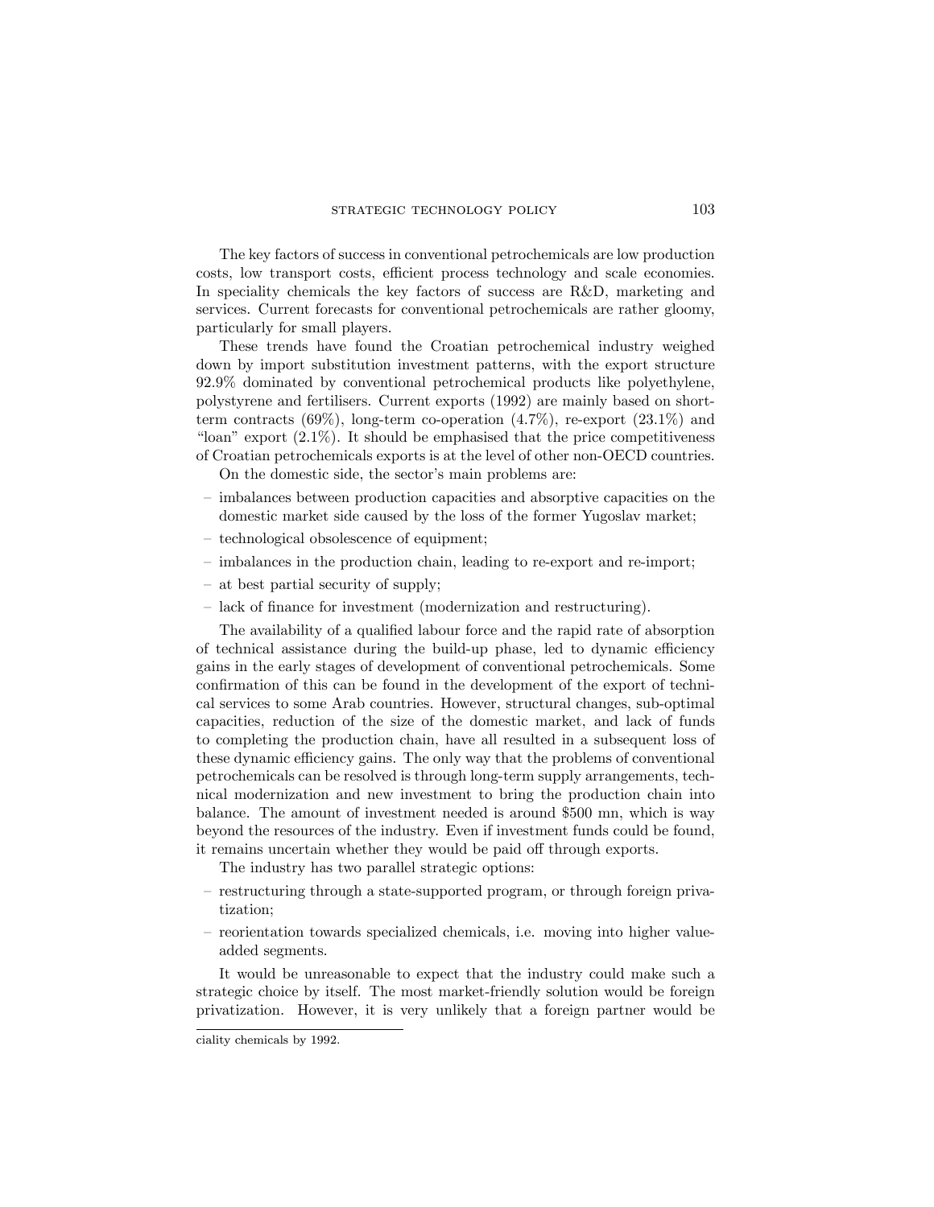The key factors of success in conventional petrochemicals are low production costs, low transport costs, efficient process technology and scale economies. In speciality chemicals the key factors of success are R&D, marketing and services. Current forecasts for conventional petrochemicals are rather gloomy, particularly for small players.

These trends have found the Croatian petrochemical industry weighed down by import substitution investment patterns, with the export structure 92.9% dominated by conventional petrochemical products like polyethylene, polystyrene and fertilisers. Current exports (1992) are mainly based on short-term contracts (69%), long-term co-operation (4.7%), re-export (23.1%) and "loan" export (2.1%). It should be emphasised that the price competitiveness of Croatian petrochemicals exports is at the level of other non-OECD countries.

On the domestic side, the sector's main problems are:

- imbalances between production capacities and absorptive capacities on the domestic market side caused by the loss of the former Yugoslav market;
- technological obsolescence of equipment;
- imbalances in the production chain, leading to re-export and re-import;
- at best partial security of supply;
- lack of finance for investment (modernization and restructuring).

The availability of a qualified labour force and the rapid rate of absorption of technical assistance during the build-up phase, led to dynamic efficiency gains in the early stages of development of conventional petrochemicals. Some confirmation of this can be found in the development of the export of technical services to some Arab countries. However, structural changes, sub-optimal capacities, reduction of the size of the domestic market, and lack of funds to completing the production chain, have all resulted in a subsequent loss of these dynamic efficiency gains. The only way that the problems of conventional petrochemicals can be resolved is through long-term supply arrangements, technical modernization and new investment to bring the production chain into balance. The amount of investment needed is around $500 mn, which is way beyond the resources of the industry. Even if investment funds could be found, it remains uncertain whether they would be paid off through exports.

The industry has two parallel strategic options:

- restructuring through a state-supported program, or through foreign privatization;
- reorientation towards specialized chemicals, i.e. moving into higher value-added segments.

It would be unreasonable to expect that the industry could make such a strategic choice by itself. The most market-friendly solution would be foreign privatization. However, it is very unlikely that a foreign partner would be

---

ciality chemicals by 1992.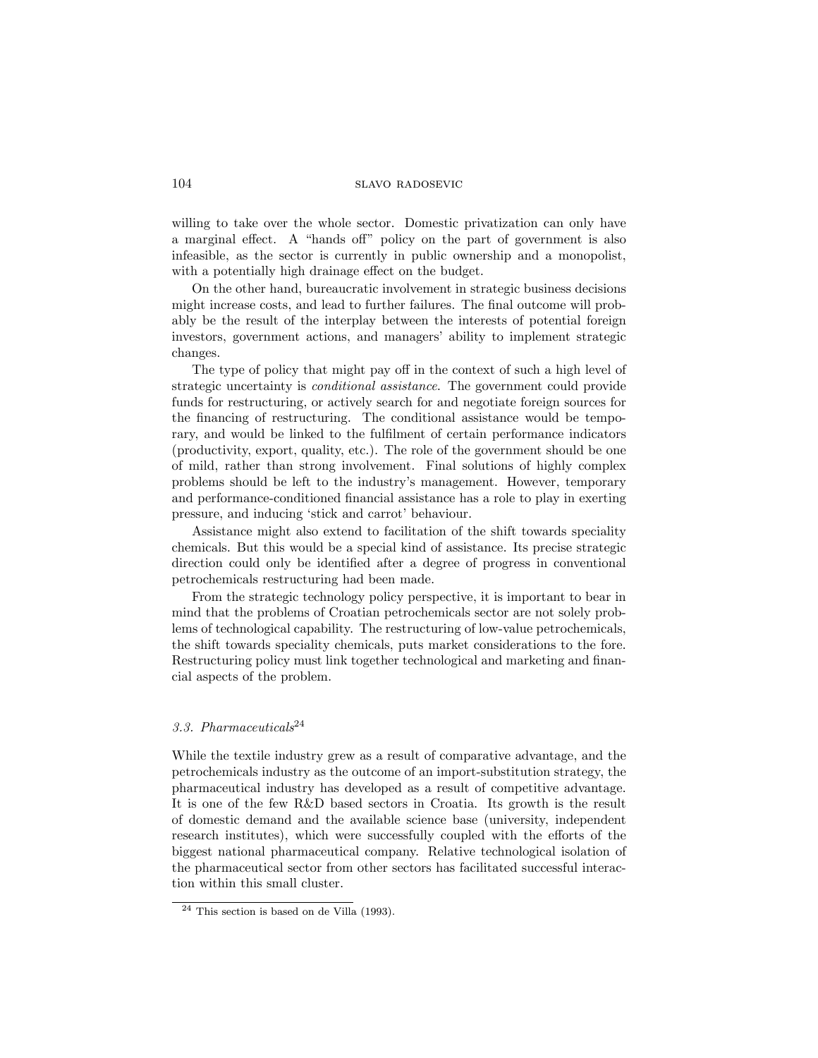willing to take over the whole sector. Domestic privatization can only have a marginal effect. A "hands off" policy on the part of government is also infeasible, as the sector is currently in public ownership and a monopolist, with a potentially high drainage effect on the budget.

On the other hand, bureaucratic involvement in strategic business decisions might increase costs, and lead to further failures. The final outcome will probably be the result of the interplay between the interests of potential foreign investors, government actions, and managers' ability to implement strategic changes.

The type of policy that might pay off in the context of such a high level of strategic uncertainty is *conditional assistance*. The government could provide funds for restructuring, or actively search for and negotiate foreign sources for the financing of restructuring. The conditional assistance would be temporary, and would be linked to the fulfilment of certain performance indicators (productivity, export, quality, etc.). The role of the government should be one of mild, rather than strong involvement. Final solutions of highly complex problems should be left to the industry's management. However, temporary and performance-conditioned financial assistance has a role to play in exerting pressure, and inducing 'stick and carrot' behaviour.

Assistance might also extend to facilitation of the shift towards speciality chemicals. But this would be a special kind of assistance. Its precise strategic direction could only be identified after a degree of progress in conventional petrochemicals restructuring had been made.

From the strategic technology policy perspective, it is important to bear in mind that the problems of Croatian petrochemicals sector are not solely problems of technological capability. The restructuring of low-value petrochemicals, the shift towards speciality chemicals, puts market considerations to the fore. Restructuring policy must link together technological and marketing and financial aspects of the problem.

### *3.3. Pharmaceuticals*[24]

While the textile industry grew as a result of comparative advantage, and the petrochemicals industry as the outcome of an import-substitution strategy, the pharmaceutical industry has developed as a result of competitive advantage. It is one of the few R&D based sectors in Croatia. Its growth is the result of domestic demand and the available science base (university, independent research institutes), which were successfully coupled with the efforts of the biggest national pharmaceutical company. Relative technological isolation of the pharmaceutical sector from other sectors has facilitated successful interaction within this small cluster.

[24] This section is based on de Villa (1993).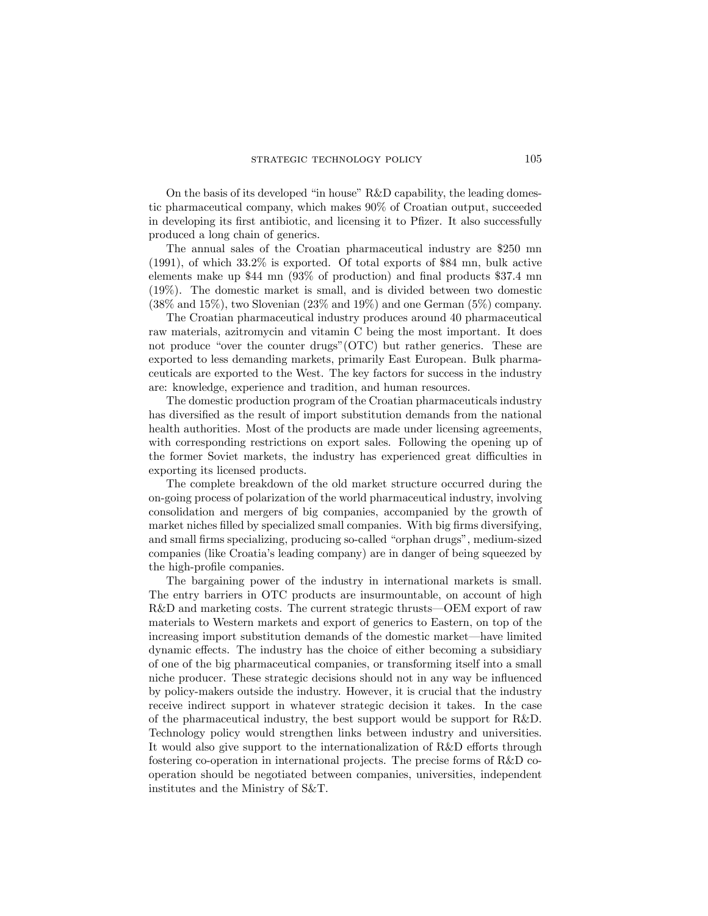On the basis of its developed "in house" R&D capability, the leading domestic pharmaceutical company, which makes 90% of Croatian output, succeeded in developing its first antibiotic, and licensing it to Pfizer. It also successfully produced a long chain of generics.

The annual sales of the Croatian pharmaceutical industry are $250 mn (1991), of which 33.2% is exported. Of total exports of $84 mn, bulk active elements make up $44 mn (93% of production) and final products $37.4 mn (19%). The domestic market is small, and is divided between two domestic (38% and 15%), two Slovenian (23% and 19%) and one German (5%) company.

The Croatian pharmaceutical industry produces around 40 pharmaceutical raw materials, azitromycin and vitamin C being the most important. It does not produce "over the counter drugs"(OTC) but rather generics. These are exported to less demanding markets, primarily East European. Bulk pharmaceuticals are exported to the West. The key factors for success in the industry are: knowledge, experience and tradition, and human resources.

The domestic production program of the Croatian pharmaceuticals industry has diversified as the result of import substitution demands from the national health authorities. Most of the products are made under licensing agreements, with corresponding restrictions on export sales. Following the opening up of the former Soviet markets, the industry has experienced great difficulties in exporting its licensed products.

The complete breakdown of the old market structure occurred during the on-going process of polarization of the world pharmaceutical industry, involving consolidation and mergers of big companies, accompanied by the growth of market niches filled by specialized small companies. With big firms diversifying, and small firms specializing, producing so-called "orphan drugs", medium-sized companies (like Croatia's leading company) are in danger of being squeezed by the high-profile companies.

The bargaining power of the industry in international markets is small. The entry barriers in OTC products are insurmountable, on account of high R&D and marketing costs. The current strategic thrusts—OEM export of raw materials to Western markets and export of generics to Eastern, on top of the increasing import substitution demands of the domestic market—have limited dynamic effects. The industry has the choice of either becoming a subsidiary of one of the big pharmaceutical companies, or transforming itself into a small niche producer. These strategic decisions should not in any way be influenced by policy-makers outside the industry. However, it is crucial that the industry receive indirect support in whatever strategic decision it takes. In the case of the pharmaceutical industry, the best support would be support for R&D. Technology policy would strengthen links between industry and universities. It would also give support to the internationalization of R&D efforts through fostering co-operation in international projects. The precise forms of R&D co-operation should be negotiated between companies, universities, independent institutes and the Ministry of S&T.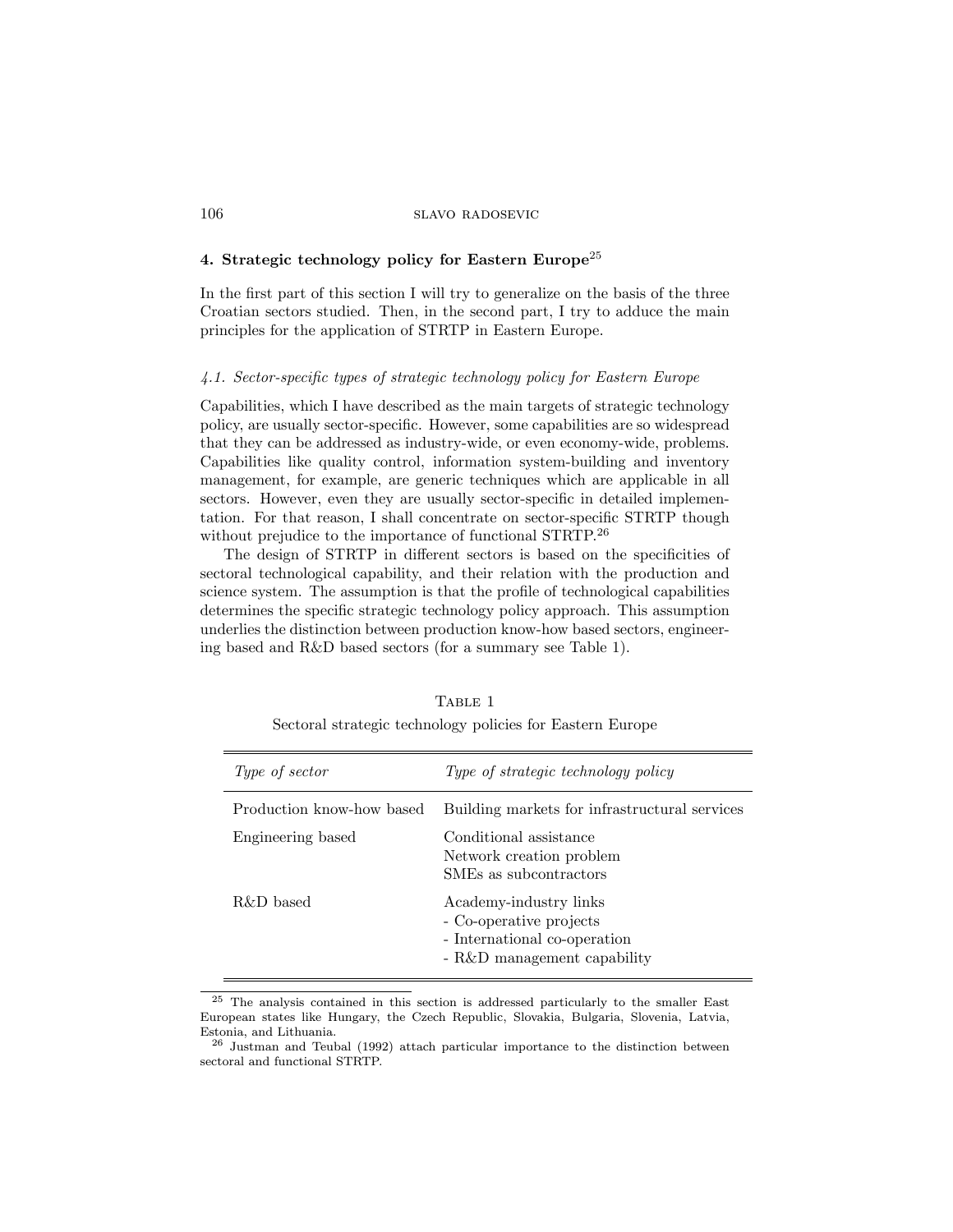## 4. Strategic technology policy for Eastern Europe[25]

In the first part of this section I will try to generalize on the basis of the three Croatian sectors studied. Then, in the second part, I try to adduce the main principles for the application of STRTP in Eastern Europe.

### *4.1. Sector-specific types of strategic technology policy for Eastern Europe*

Capabilities, which I have described as the main targets of strategic technology policy, are usually sector-specific. However, some capabilities are so widespread that they can be addressed as industry-wide, or even economy-wide, problems. Capabilities like quality control, information system-building and inventory management, for example, are generic techniques which are applicable in all sectors. However, even they are usually sector-specific in detailed implementation. For that reason, I shall concentrate on sector-specific STRTP though without prejudice to the importance of functional STRTP.[26]

The design of STRTP in different sectors is based on the specificities of sectoral technological capability, and their relation with the production and science system. The assumption is that the profile of technological capabilities determines the specific strategic technology policy approach. This assumption underlies the distinction between production know-how based sectors, engineering based and R&D based sectors (for a summary see Table 1).

TABLE 1

Sectoral strategic technology policies for Eastern Europe

| *Type of sector* | *Type of strategic technology policy* |
|---|---|
| Production know-how based | Building markets for infrastructural services |
| Engineering based | Conditional assistance<br>Network creation problem<br>SMEs as subcontractors |
| R&D based | Academy-industry links<br>- Co-operative projects<br>- International co-operation<br>- R&D management capability |

[25] The analysis contained in this section is addressed particularly to the smaller East European states like Hungary, the Czech Republic, Slovakia, Bulgaria, Slovenia, Latvia, Estonia, and Lithuania.

[26] Justman and Teubal (1992) attach particular importance to the distinction between sectoral and functional STRTP.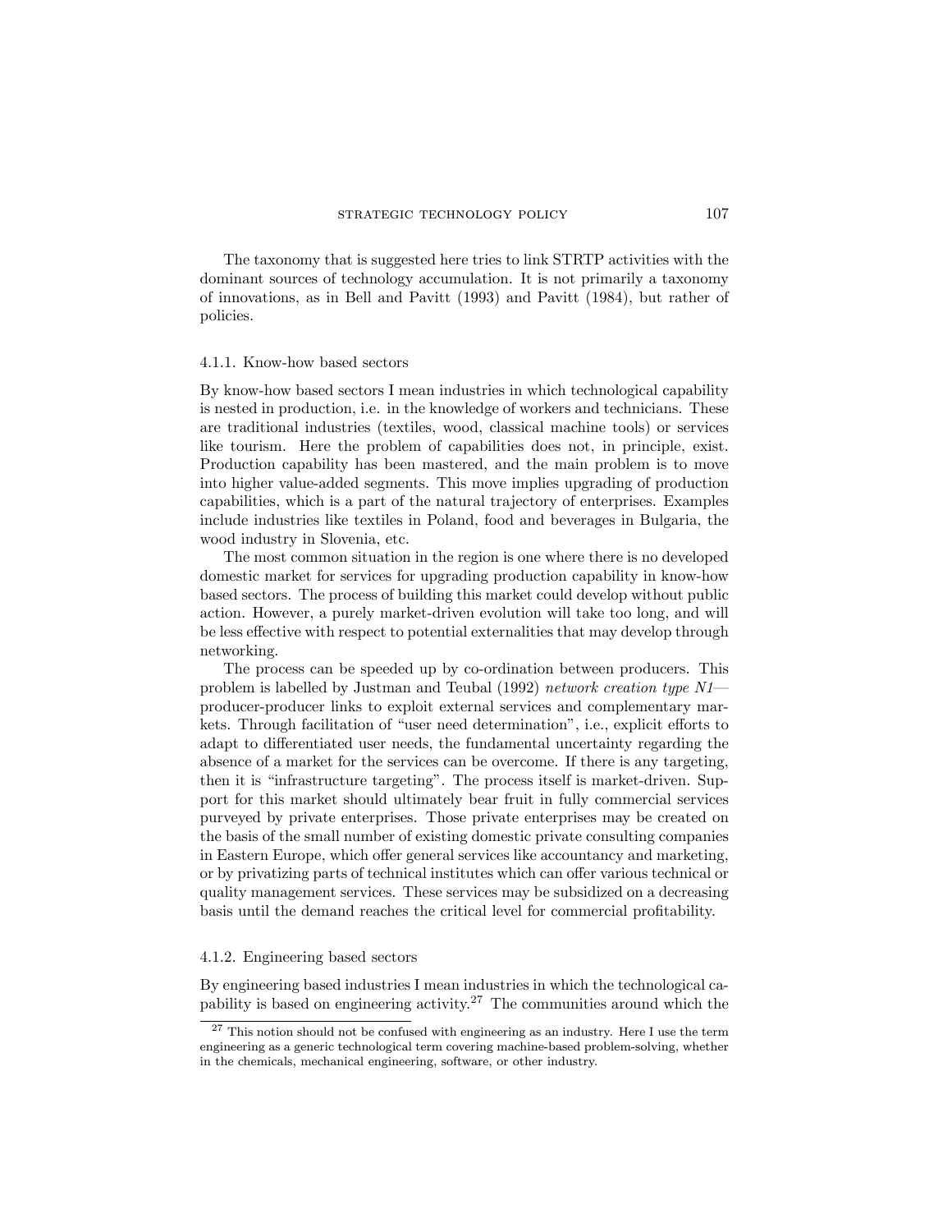The taxonomy that is suggested here tries to link STRTP activities with the dominant sources of technology accumulation. It is not primarily a taxonomy of innovations, as in Bell and Pavitt (1993) and Pavitt (1984), but rather of policies.

#### 4.1.1. Know-how based sectors

By know-how based sectors I mean industries in which technological capability is nested in production, i.e. in the knowledge of workers and technicians. These are traditional industries (textiles, wood, classical machine tools) or services like tourism. Here the problem of capabilities does not, in principle, exist. Production capability has been mastered, and the main problem is to move into higher value-added segments. This move implies upgrading of production capabilities, which is a part of the natural trajectory of enterprises. Examples include industries like textiles in Poland, food and beverages in Bulgaria, the wood industry in Slovenia, etc.

The most common situation in the region is one where there is no developed domestic market for services for upgrading production capability in know-how based sectors. The process of building this market could develop without public action. However, a purely market-driven evolution will take too long, and will be less effective with respect to potential externalities that may develop through networking.

The process can be speeded up by co-ordination between producers. This problem is labelled by Justman and Teubal (1992) *network creation type N1*—producer-producer links to exploit external services and complementary markets. Through facilitation of "user need determination", i.e., explicit efforts to adapt to differentiated user needs, the fundamental uncertainty regarding the absence of a market for the services can be overcome. If there is any targeting, then it is "infrastructure targeting". The process itself is market-driven. Support for this market should ultimately bear fruit in fully commercial services purveyed by private enterprises. Those private enterprises may be created on the basis of the small number of existing domestic private consulting companies in Eastern Europe, which offer general services like accountancy and marketing, or by privatizing parts of technical institutes which can offer various technical or quality management services. These services may be subsidized on a decreasing basis until the demand reaches the critical level for commercial profitability.

#### 4.1.2. Engineering based sectors

By engineering based industries I mean industries in which the technological capability is based on engineering activity.[27] The communities around which the

[27] This notion should not be confused with engineering as an industry. Here I use the term engineering as a generic technological term covering machine-based problem-solving, whether in the chemicals, mechanical engineering, software, or other industry.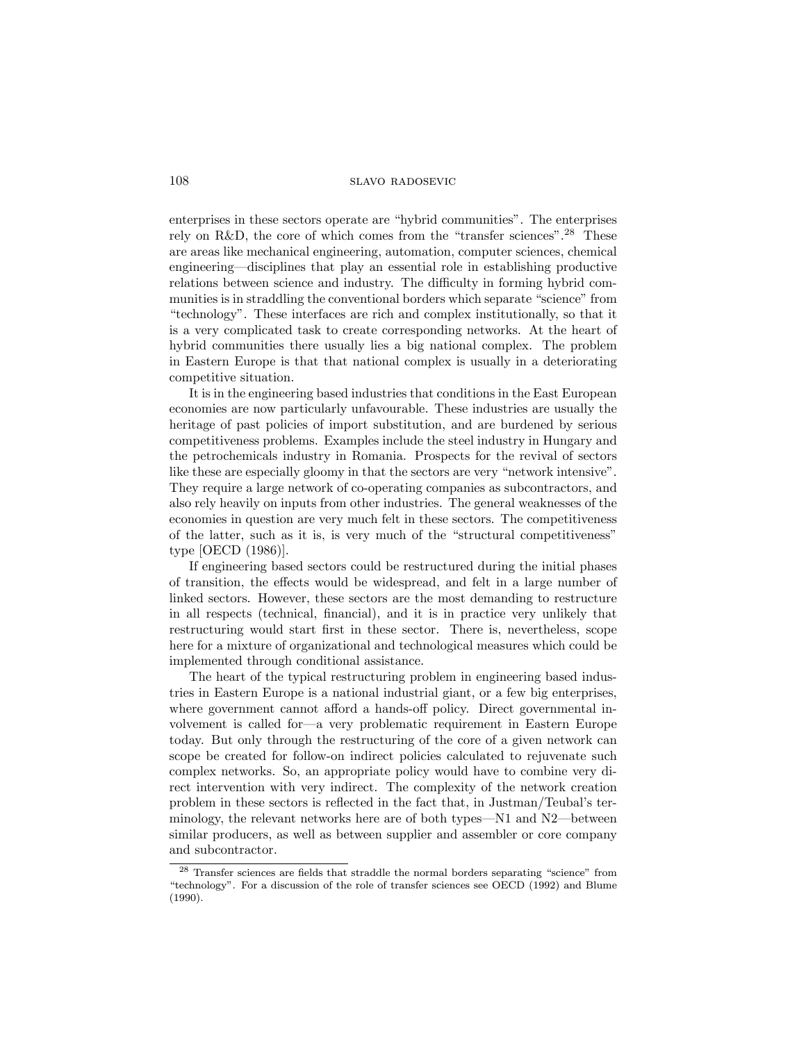enterprises in these sectors operate are "hybrid communities". The enterprises rely on R&D, the core of which comes from the "transfer sciences".[28] These are areas like mechanical engineering, automation, computer sciences, chemical engineering—disciplines that play an essential role in establishing productive relations between science and industry. The difficulty in forming hybrid communities is in straddling the conventional borders which separate "science" from "technology". These interfaces are rich and complex institutionally, so that it is a very complicated task to create corresponding networks. At the heart of hybrid communities there usually lies a big national complex. The problem in Eastern Europe is that that national complex is usually in a deteriorating competitive situation.

It is in the engineering based industries that conditions in the East European economies are now particularly unfavourable. These industries are usually the heritage of past policies of import substitution, and are burdened by serious competitiveness problems. Examples include the steel industry in Hungary and the petrochemicals industry in Romania. Prospects for the revival of sectors like these are especially gloomy in that the sectors are very "network intensive". They require a large network of co-operating companies as subcontractors, and also rely heavily on inputs from other industries. The general weaknesses of the economies in question are very much felt in these sectors. The competitiveness of the latter, such as it is, is very much of the "structural competitiveness" type [OECD (1986)].

If engineering based sectors could be restructured during the initial phases of transition, the effects would be widespread, and felt in a large number of linked sectors. However, these sectors are the most demanding to restructure in all respects (technical, financial), and it is in practice very unlikely that restructuring would start first in these sector. There is, nevertheless, scope here for a mixture of organizational and technological measures which could be implemented through conditional assistance.

The heart of the typical restructuring problem in engineering based industries in Eastern Europe is a national industrial giant, or a few big enterprises, where government cannot afford a hands-off policy. Direct governmental involvement is called for—a very problematic requirement in Eastern Europe today. But only through the restructuring of the core of a given network can scope be created for follow-on indirect policies calculated to rejuvenate such complex networks. So, an appropriate policy would have to combine very direct intervention with very indirect. The complexity of the network creation problem in these sectors is reflected in the fact that, in Justman/Teubal's terminology, the relevant networks here are of both types—N1 and N2—between similar producers, as well as between supplier and assembler or core company and subcontractor.

---

[28] Transfer sciences are fields that straddle the normal borders separating "science" from "technology". For a discussion of the role of transfer sciences see OECD (1992) and Blume (1990).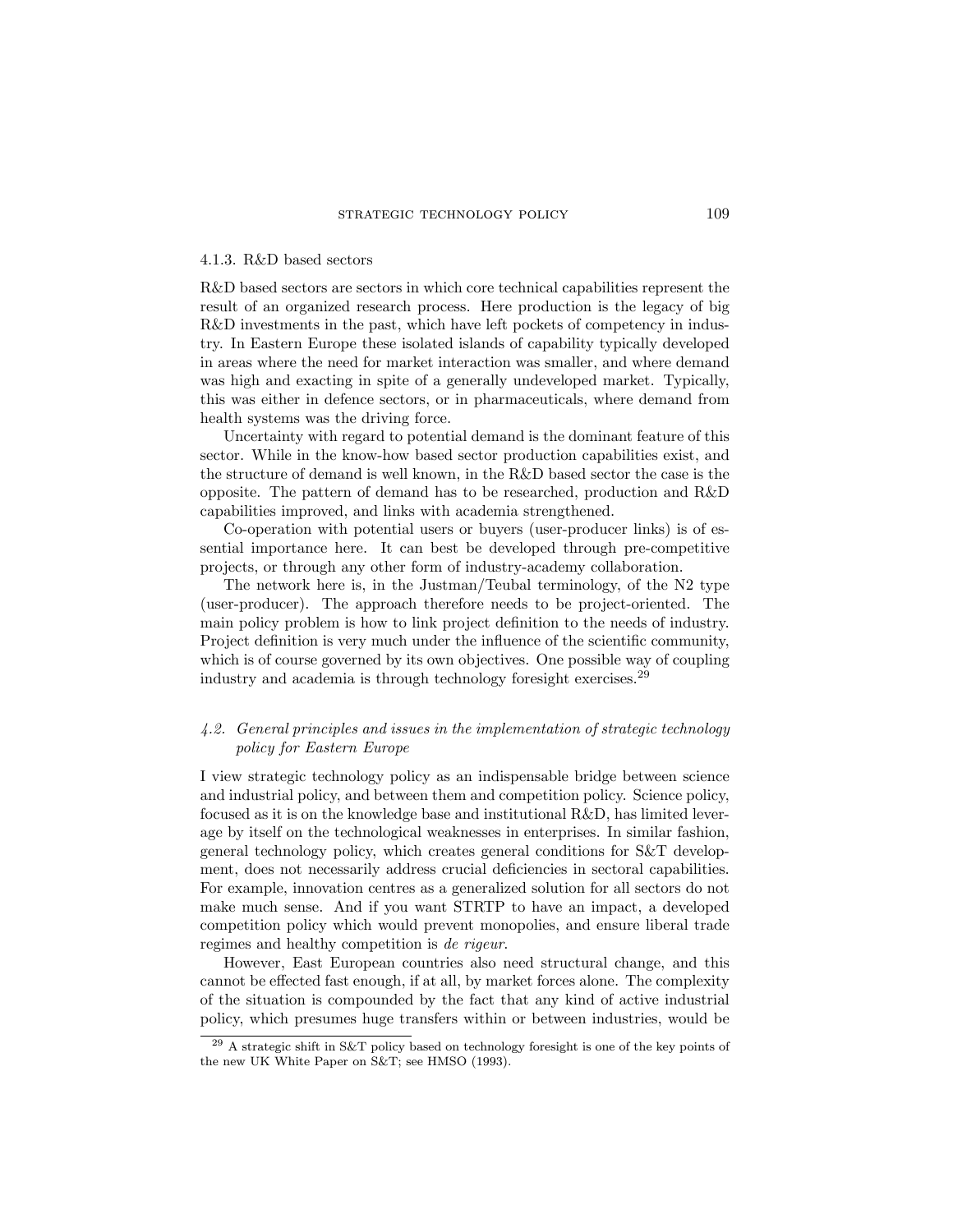#### 4.1.3. R&D based sectors

R&D based sectors are sectors in which core technical capabilities represent the result of an organized research process. Here production is the legacy of big R&D investments in the past, which have left pockets of competency in industry. In Eastern Europe these isolated islands of capability typically developed in areas where the need for market interaction was smaller, and where demand was high and exacting in spite of a generally undeveloped market. Typically, this was either in defence sectors, or in pharmaceuticals, where demand from health systems was the driving force.

Uncertainty with regard to potential demand is the dominant feature of this sector. While in the know-how based sector production capabilities exist, and the structure of demand is well known, in the R&D based sector the case is the opposite. The pattern of demand has to be researched, production and R&D capabilities improved, and links with academia strengthened.

Co-operation with potential users or buyers (user-producer links) is of essential importance here. It can best be developed through pre-competitive projects, or through any other form of industry-academy collaboration.

The network here is, in the Justman/Teubal terminology, of the N2 type (user-producer). The approach therefore needs to be project-oriented. The main policy problem is how to link project definition to the needs of industry. Project definition is very much under the influence of the scientific community, which is of course governed by its own objectives. One possible way of coupling industry and academia is through technology foresight exercises.[29]

### *4.2. General principles and issues in the implementation of strategic technology policy for Eastern Europe*

I view strategic technology policy as an indispensable bridge between science and industrial policy, and between them and competition policy. Science policy, focused as it is on the knowledge base and institutional R&D, has limited leverage by itself on the technological weaknesses in enterprises. In similar fashion, general technology policy, which creates general conditions for S&T development, does not necessarily address crucial deficiencies in sectoral capabilities. For example, innovation centres as a generalized solution for all sectors do not make much sense. And if you want STRTP to have an impact, a developed competition policy which would prevent monopolies, and ensure liberal trade regimes and healthy competition is *de rigeur*.

However, East European countries also need structural change, and this cannot be effected fast enough, if at all, by market forces alone. The complexity of the situation is compounded by the fact that any kind of active industrial policy, which presumes huge transfers within or between industries, would be

[29] A strategic shift in S&T policy based on technology foresight is one of the key points of the new UK White Paper on S&T; see HMSO (1993).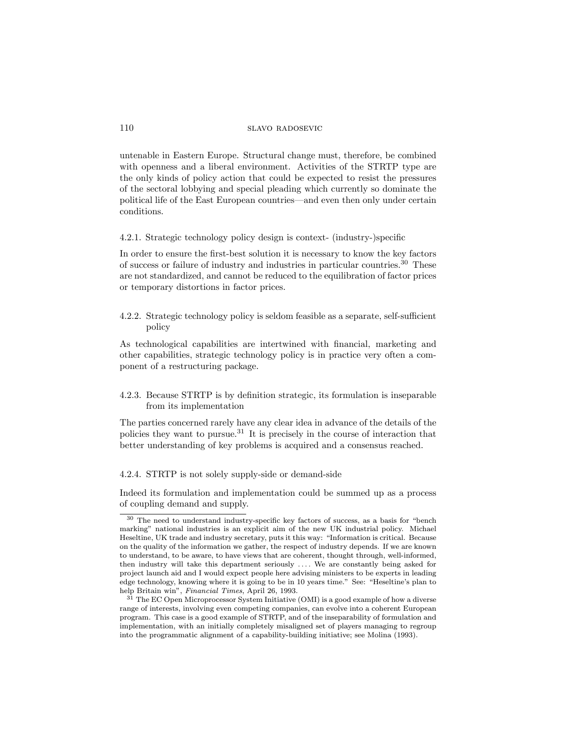untenable in Eastern Europe. Structural change must, therefore, be combined with openness and a liberal environment. Activities of the STRTP type are the only kinds of policy action that could be expected to resist the pressures of the sectoral lobbying and special pleading which currently so dominate the political life of the East European countries—and even then only under certain conditions.

#### 4.2.1. Strategic technology policy design is context- (industry-)specific

In order to ensure the first-best solution it is necessary to know the key factors of success or failure of industry and industries in particular countries.[30] These are not standardized, and cannot be reduced to the equilibration of factor prices or temporary distortions in factor prices.

#### 4.2.2. Strategic technology policy is seldom feasible as a separate, self-sufficient policy

As technological capabilities are intertwined with financial, marketing and other capabilities, strategic technology policy is in practice very often a component of a restructuring package.

#### 4.2.3. Because STRTP is by definition strategic, its formulation is inseparable from its implementation

The parties concerned rarely have any clear idea in advance of the details of the policies they want to pursue.[31] It is precisely in the course of interaction that better understanding of key problems is acquired and a consensus reached.

#### 4.2.4. STRTP is not solely supply-side or demand-side

Indeed its formulation and implementation could be summed up as a process of coupling demand and supply.

---

[30] The need to understand industry-specific key factors of success, as a basis for "bench marking" national industries is an explicit aim of the new UK industrial policy. Michael Heseltine, UK trade and industry secretary, puts it this way: "Information is critical. Because on the quality of the information we gather, the respect of industry depends. If we are known to understand, to be aware, to have views that are coherent, thought through, well-informed, then industry will take this department seriously .... We are constantly being asked for project launch aid and I would expect people here advising ministers to be experts in leading edge technology, knowing where it is going to be in 10 years time." See: "Heseltine's plan to help Britain win", *Financial Times*, April 26, 1993.

[31] The EC Open Microprocessor System Initiative (OMI) is a good example of how a diverse range of interests, involving even competing companies, can evolve into a coherent European program. This case is a good example of STRTP, and of the inseparability of formulation and implementation, with an initially completely misaligned set of players managing to regroup into the programmatic alignment of a capability-building initiative; see Molina (1993).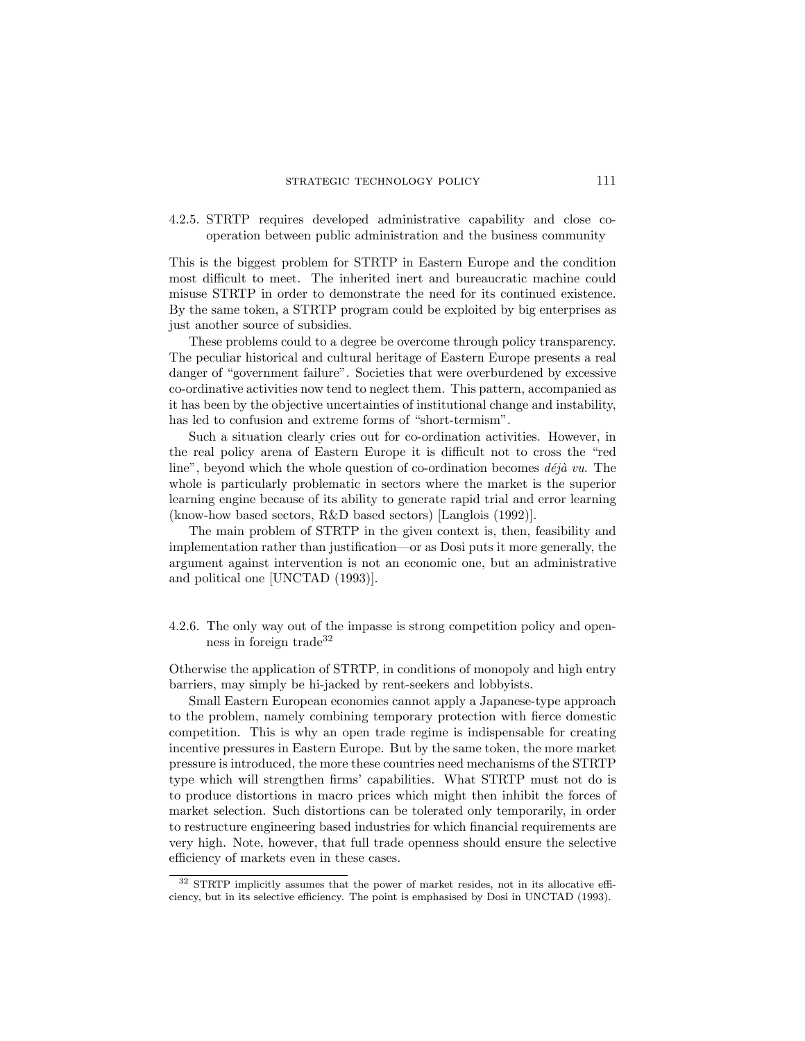### 4.2.5. STRTP requires developed administrative capability and close co-operation between public administration and the business community

This is the biggest problem for STRTP in Eastern Europe and the condition most difficult to meet. The inherited inert and bureaucratic machine could misuse STRTP in order to demonstrate the need for its continued existence. By the same token, a STRTP program could be exploited by big enterprises as just another source of subsidies.

These problems could to a degree be overcome through policy transparency. The peculiar historical and cultural heritage of Eastern Europe presents a real danger of "government failure". Societies that were overburdened by excessive co-ordinative activities now tend to neglect them. This pattern, accompanied as it has been by the objective uncertainties of institutional change and instability, has led to confusion and extreme forms of "short-termism".

Such a situation clearly cries out for co-ordination activities. However, in the real policy arena of Eastern Europe it is difficult not to cross the "red line", beyond which the whole question of co-ordination becomes *déjà vu*. The whole is particularly problematic in sectors where the market is the superior learning engine because of its ability to generate rapid trial and error learning (know-how based sectors, R&D based sectors) [Langlois (1992)].

The main problem of STRTP in the given context is, then, feasibility and implementation rather than justification—or as Dosi puts it more generally, the argument against intervention is not an economic one, but an administrative and political one [UNCTAD (1993)].

### 4.2.6. The only way out of the impasse is strong competition policy and openness in foreign trade[32]

Otherwise the application of STRTP, in conditions of monopoly and high entry barriers, may simply be hi-jacked by rent-seekers and lobbyists.

Small Eastern European economies cannot apply a Japanese-type approach to the problem, namely combining temporary protection with fierce domestic competition. This is why an open trade regime is indispensable for creating incentive pressures in Eastern Europe. But by the same token, the more market pressure is introduced, the more these countries need mechanisms of the STRTP type which will strengthen firms' capabilities. What STRTP must not do is to produce distortions in macro prices which might then inhibit the forces of market selection. Such distortions can be tolerated only temporarily, in order to restructure engineering based industries for which financial requirements are very high. Note, however, that full trade openness should ensure the selective efficiency of markets even in these cases.

---

[32] STRTP implicitly assumes that the power of market resides, not in its allocative efficiency, but in its selective efficiency. The point is emphasised by Dosi in UNCTAD (1993).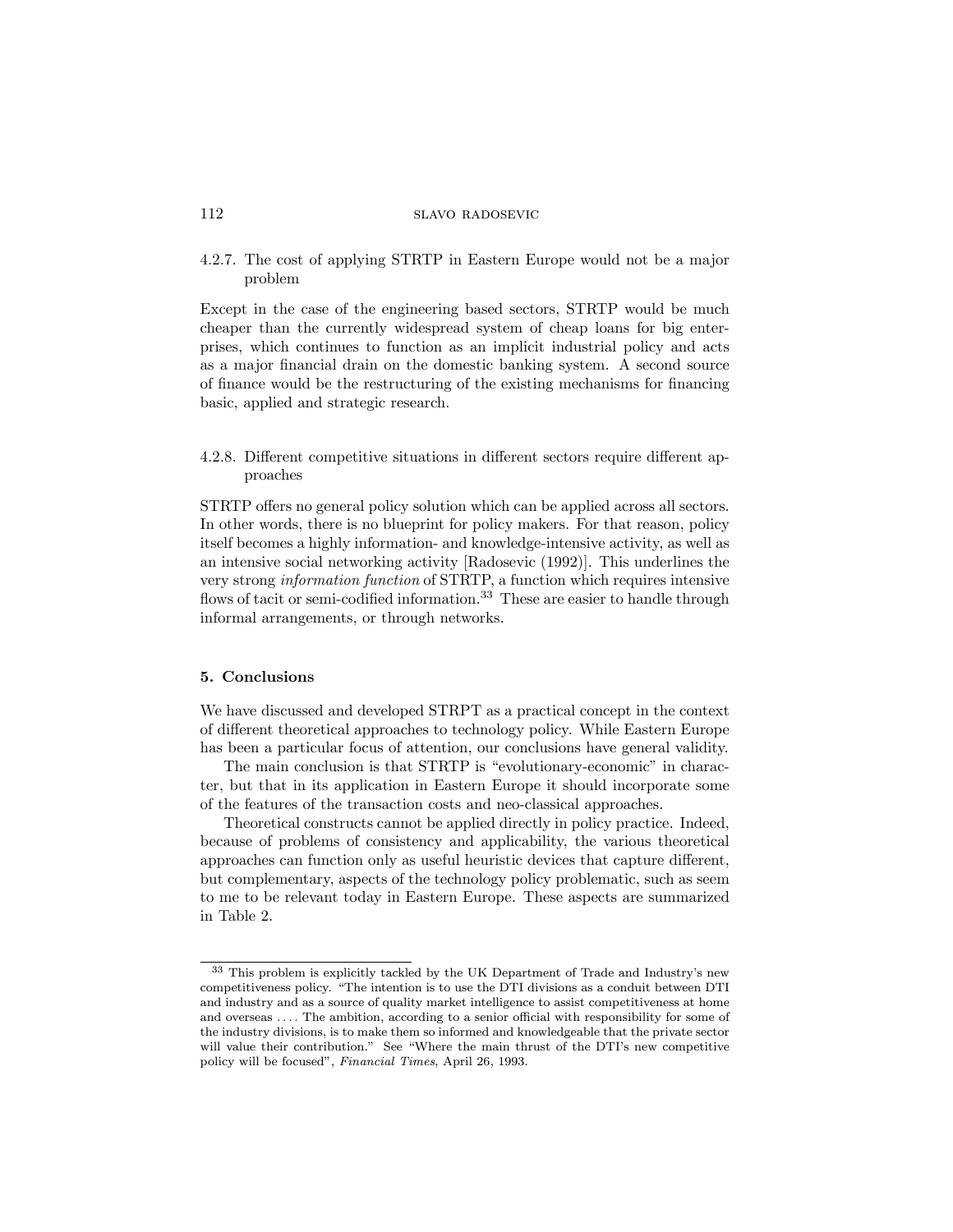### 4.2.7. The cost of applying STRTP in Eastern Europe would not be a major problem

Except in the case of the engineering based sectors, STRTP would be much cheaper than the currently widespread system of cheap loans for big enterprises, which continues to function as an implicit industrial policy and acts as a major financial drain on the domestic banking system. A second source of finance would be the restructuring of the existing mechanisms for financing basic, applied and strategic research.

### 4.2.8. Different competitive situations in different sectors require different approaches

STRTP offers no general policy solution which can be applied across all sectors. In other words, there is no blueprint for policy makers. For that reason, policy itself becomes a highly information- and knowledge-intensive activity, as well as an intensive social networking activity [Radosevic (1992)]. This underlines the very strong *information function* of STRTP, a function which requires intensive flows of tacit or semi-codified information.[33] These are easier to handle through informal arrangements, or through networks.

## 5. Conclusions

We have discussed and developed STRPT as a practical concept in the context of different theoretical approaches to technology policy. While Eastern Europe has been a particular focus of attention, our conclusions have general validity.

The main conclusion is that STRTP is "evolutionary-economic" in character, but that in its application in Eastern Europe it should incorporate some of the features of the transaction costs and neo-classical approaches.

Theoretical constructs cannot be applied directly in policy practice. Indeed, because of problems of consistency and applicability, the various theoretical approaches can function only as useful heuristic devices that capture different, but complementary, aspects of the technology policy problematic, such as seem to me to be relevant today in Eastern Europe. These aspects are summarized in Table 2.

---

[33] This problem is explicitly tackled by the UK Department of Trade and Industry's new competitiveness policy. "The intention is to use the DTI divisions as a conduit between DTI and industry and as a source of quality market intelligence to assist competitiveness at home and overseas .... The ambition, according to a senior official with responsibility for some of the industry divisions, is to make them so informed and knowledgeable that the private sector will value their contribution." See "Where the main thrust of the DTI's new competitive policy will be focused", *Financial Times*, April 26, 1993.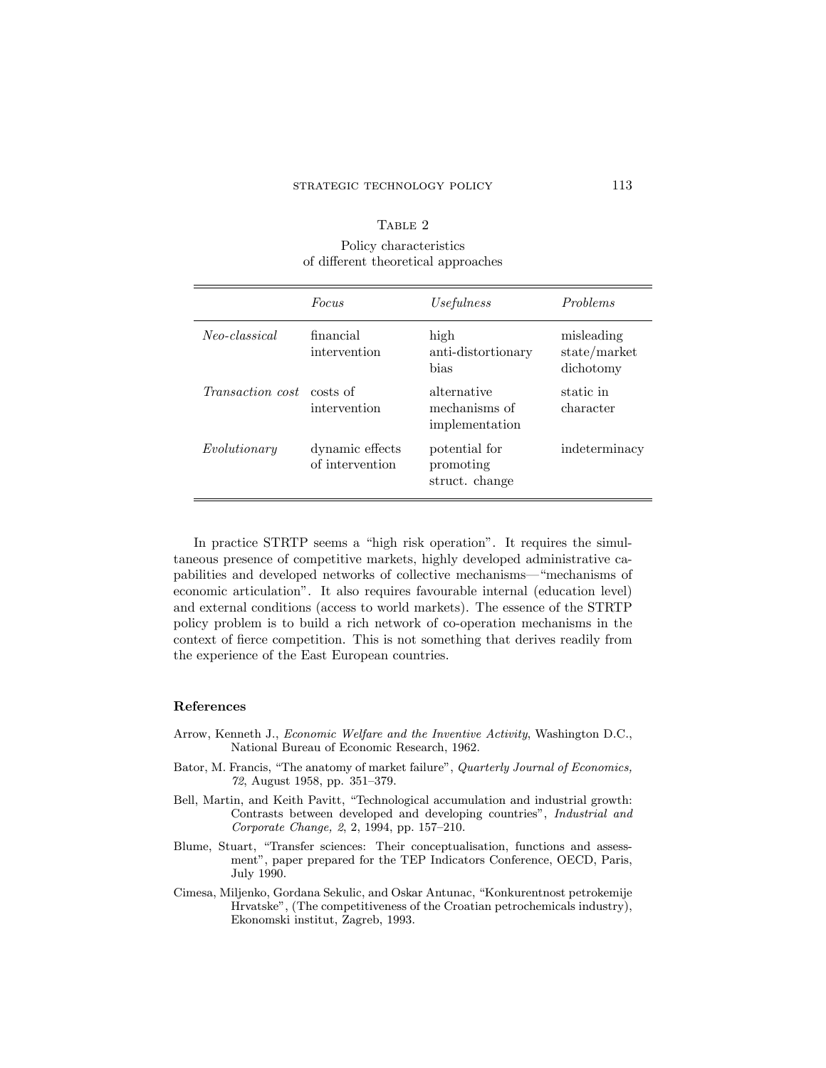Table 2

Policy characteristics of different theoretical approaches

| | *Focus* | *Usefulness* | *Problems* |
|---|---|---|---|
| *Neo-classical* | financial intervention | high anti-distortionary bias | misleading state/market dichotomy |
| *Transaction cost* | costs of intervention | alternative mechanisms of implementation | static in character |
| *Evolutionary* | dynamic effects of intervention | potential for promoting struct. change | indeterminacy |

In practice STRTP seems a "high risk operation". It requires the simultaneous presence of competitive markets, highly developed administrative capabilities and developed networks of collective mechanisms—"mechanisms of economic articulation". It also requires favourable internal (education level) and external conditions (access to world markets). The essence of the STRTP policy problem is to build a rich network of co-operation mechanisms in the context of fierce competition. This is not something that derives readily from the experience of the East European countries.

## References

Arrow, Kenneth J., *Economic Welfare and the Inventive Activity*, Washington D.C., National Bureau of Economic Research, 1962.

Bator, M. Francis, "The anatomy of market failure", *Quarterly Journal of Economics, 72*, August 1958, pp. 351–379.

Bell, Martin, and Keith Pavitt, "Technological accumulation and industrial growth: Contrasts between developed and developing countries", *Industrial and Corporate Change, 2*, 2, 1994, pp. 157–210.

Blume, Stuart, "Transfer sciences: Their conceptualisation, functions and assessment", paper prepared for the TEP Indicators Conference, OECD, Paris, July 1990.

Cimesa, Miljenko, Gordana Sekulic, and Oskar Antunac, "Konkurentnost petrokemije Hrvatske", (The competitiveness of the Croatian petrochemicals industry), Ekonomski institut, Zagreb, 1993.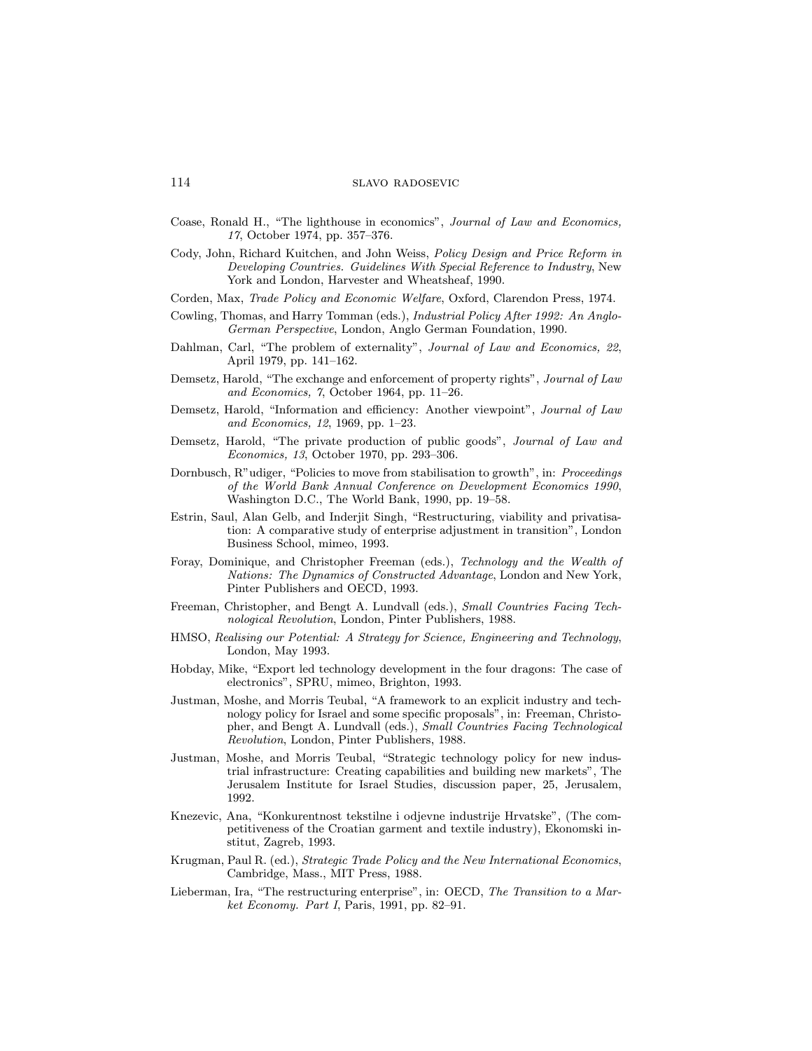Coase, Ronald H., "The lighthouse in economics", *Journal of Law and Economics, 17*, October 1974, pp. 357–376.

Cody, John, Richard Kuitchen, and John Weiss, *Policy Design and Price Reform in Developing Countries. Guidelines With Special Reference to Industry*, New York and London, Harvester and Wheatsheaf, 1990.

Corden, Max, *Trade Policy and Economic Welfare*, Oxford, Clarendon Press, 1974.

Cowling, Thomas, and Harry Tomman (eds.), *Industrial Policy After 1992: An Anglo-German Perspective*, London, Anglo German Foundation, 1990.

Dahlman, Carl, "The problem of externality", *Journal of Law and Economics, 22*, April 1979, pp. 141–162.

Demsetz, Harold, "The exchange and enforcement of property rights", *Journal of Law and Economics, 7*, October 1964, pp. 11–26.

Demsetz, Harold, "Information and efficiency: Another viewpoint", *Journal of Law and Economics, 12*, 1969, pp. 1–23.

Demsetz, Harold, "The private production of public goods", *Journal of Law and Economics, 13*, October 1970, pp. 293–306.

Dornbusch, R"udiger, "Policies to move from stabilisation to growth", in: *Proceedings of the World Bank Annual Conference on Development Economics 1990*, Washington D.C., The World Bank, 1990, pp. 19–58.

Estrin, Saul, Alan Gelb, and Inderjit Singh, "Restructuring, viability and privatisation: A comparative study of enterprise adjustment in transition", London Business School, mimeo, 1993.

Foray, Dominique, and Christopher Freeman (eds.), *Technology and the Wealth of Nations: The Dynamics of Constructed Advantage*, London and New York, Pinter Publishers and OECD, 1993.

Freeman, Christopher, and Bengt A. Lundvall (eds.), *Small Countries Facing Technological Revolution*, London, Pinter Publishers, 1988.

HMSO, *Realising our Potential: A Strategy for Science, Engineering and Technology*, London, May 1993.

Hobday, Mike, "Export led technology development in the four dragons: The case of electronics", SPRU, mimeo, Brighton, 1993.

Justman, Moshe, and Morris Teubal, "A framework to an explicit industry and technology policy for Israel and some specific proposals", in: Freeman, Christopher, and Bengt A. Lundvall (eds.), *Small Countries Facing Technological Revolution*, London, Pinter Publishers, 1988.

Justman, Moshe, and Morris Teubal, "Strategic technology policy for new industrial infrastructure: Creating capabilities and building new markets", The Jerusalem Institute for Israel Studies, discussion paper, 25, Jerusalem, 1992.

Knezevic, Ana, "Konkurentnost tekstilne i odjevne industrije Hrvatske", (The competitiveness of the Croatian garment and textile industry), Ekonomski institut, Zagreb, 1993.

Krugman, Paul R. (ed.), *Strategic Trade Policy and the New International Economics*, Cambridge, Mass., MIT Press, 1988.

Lieberman, Ira, "The restructuring enterprise", in: OECD, *The Transition to a Market Economy. Part I*, Paris, 1991, pp. 82–91.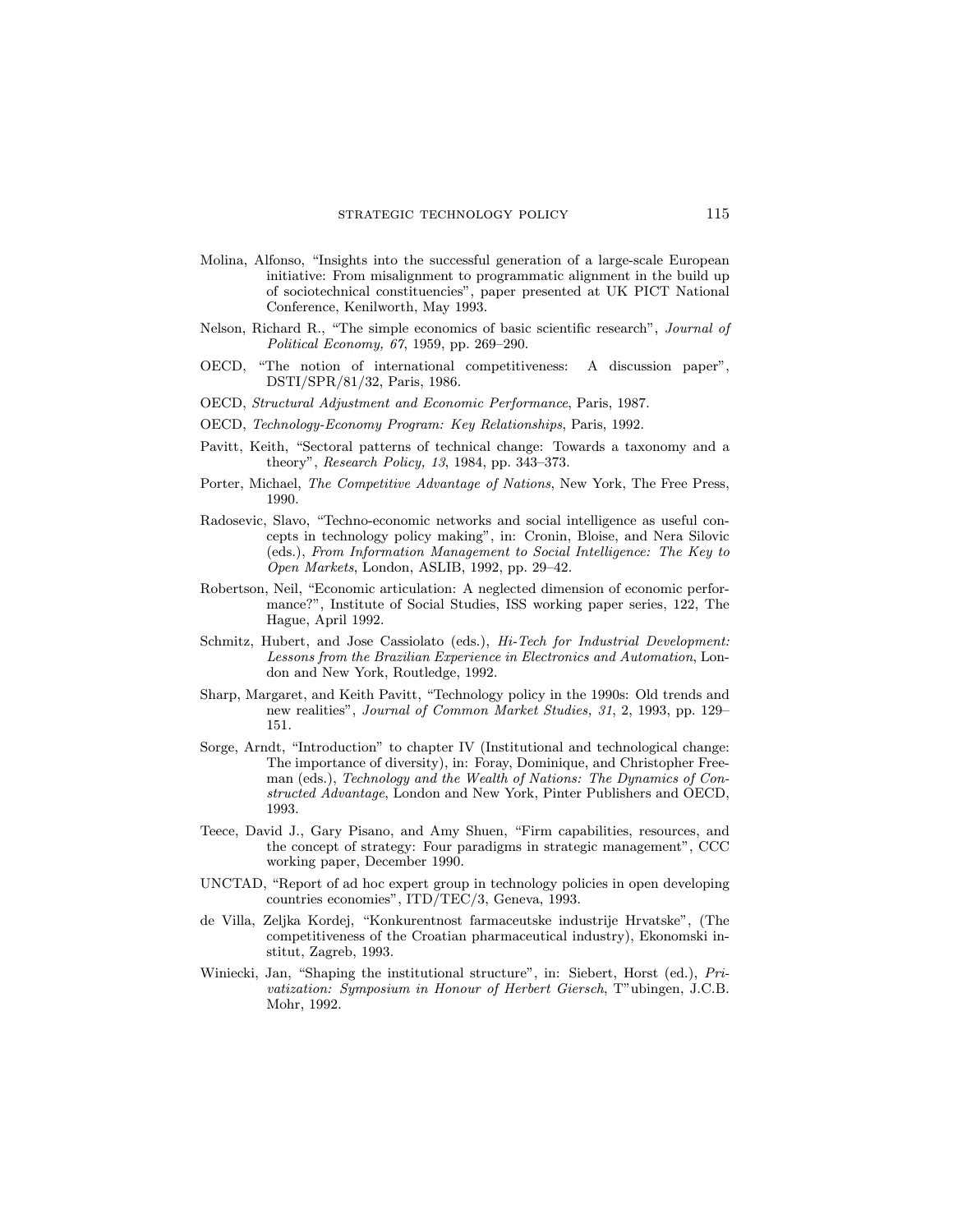Molina, Alfonso, "Insights into the successful generation of a large-scale European initiative: From misalignment to programmatic alignment in the build up of sociotechnical constituencies", paper presented at UK PICT National Conference, Kenilworth, May 1993.

Nelson, Richard R., "The simple economics of basic scientific research", *Journal of Political Economy, 67*, 1959, pp. 269–290.

OECD, "The notion of international competitiveness: A discussion paper", DSTI/SPR/81/32, Paris, 1986.

OECD, *Structural Adjustment and Economic Performance*, Paris, 1987.

OECD, *Technology-Economy Program: Key Relationships*, Paris, 1992.

Pavitt, Keith, "Sectoral patterns of technical change: Towards a taxonomy and a theory", *Research Policy, 13*, 1984, pp. 343–373.

Porter, Michael, *The Competitive Advantage of Nations*, New York, The Free Press, 1990.

Radosevic, Slavo, "Techno-economic networks and social intelligence as useful concepts in technology policy making", in: Cronin, Bloise, and Nera Silovic (eds.), *From Information Management to Social Intelligence: The Key to Open Markets*, London, ASLIB, 1992, pp. 29–42.

Robertson, Neil, "Economic articulation: A neglected dimension of economic performance?", Institute of Social Studies, ISS working paper series, 122, The Hague, April 1992.

Schmitz, Hubert, and Jose Cassiolato (eds.), *Hi-Tech for Industrial Development: Lessons from the Brazilian Experience in Electronics and Automation*, London and New York, Routledge, 1992.

Sharp, Margaret, and Keith Pavitt, "Technology policy in the 1990s: Old trends and new realities", *Journal of Common Market Studies, 31*, 2, 1993, pp. 129–151.

Sorge, Arndt, "Introduction" to chapter IV (Institutional and technological change: The importance of diversity), in: Foray, Dominique, and Christopher Freeman (eds.), *Technology and the Wealth of Nations: The Dynamics of Constructed Advantage*, London and New York, Pinter Publishers and OECD, 1993.

Teece, David J., Gary Pisano, and Amy Shuen, "Firm capabilities, resources, and the concept of strategy: Four paradigms in strategic management", CCC working paper, December 1990.

UNCTAD, "Report of ad hoc expert group in technology policies in open developing countries economies", ITD/TEC/3, Geneva, 1993.

de Villa, Zeljka Kordej, "Konkurentnost farmaceutske industrije Hrvatske", (The competitiveness of the Croatian pharmaceutical industry), Ekonomski institut, Zagreb, 1993.

Winiecki, Jan, "Shaping the institutional structure", in: Siebert, Horst (ed.), *Privatization: Symposium in Honour of Herbert Giersch*, T"ubingen, J.C.B. Mohr, 1992.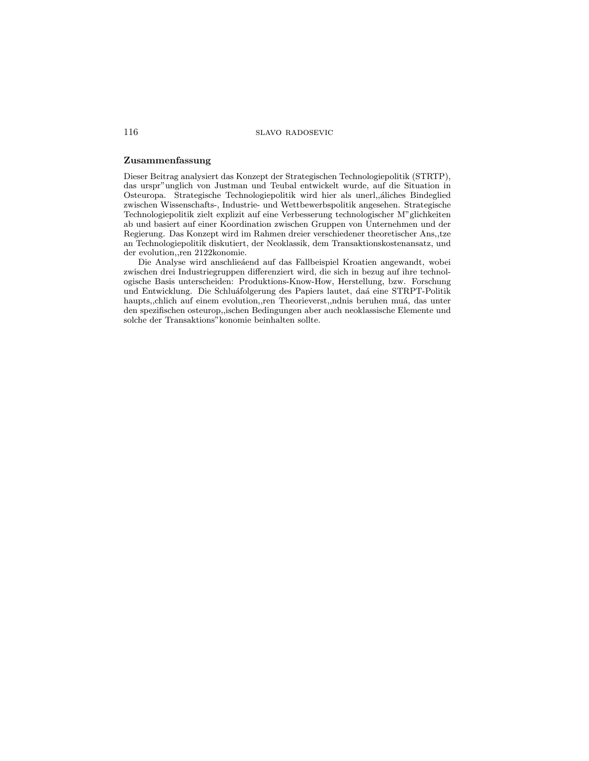## Zusammenfassung

Dieser Beitrag analysiert das Konzept der Strategischen Technologiepolitik (STRTP), das urspr"unglich von Justman und Teubal entwickelt wurde, auf die Situation in Osteuropa. Strategische Technologiepolitik wird hier als unerl,,áliches Bindeglied zwischen Wissenschafts-, Industrie- und Wettbewerbspolitik angesehen. Strategische Technologiepolitik zielt explizit auf eine Verbesserung technologischer M"glichkeiten ab und basiert auf einer Koordination zwischen Gruppen von Unternehmen und der Regierung. Das Konzept wird im Rahmen dreier verschiedener theoretischer Ans,,tze an Technologiepolitik diskutiert, der Neoklassik, dem Transaktionskostenansatz, und der evolution,,ren 2122konomie.

Die Analyse wird anschlieáend auf das Fallbeispiel Kroatien angewandt, wobei zwischen drei Industriegruppen differenziert wird, die sich in bezug auf ihre technologische Basis unterscheiden: Produktions-Know-How, Herstellung, bzw. Forschung und Entwicklung. Die Schluáfolgerung des Papiers lautet, daá eine STRPT-Politik haupts,,chlich auf einem evolution,,ren Theorieverst,,ndnis beruhen muá, das unter den spezifischen osteurop,,ischen Bedingungen aber auch neoklassische Elemente und solche der Transaktions"konomie beinhalten sollte.